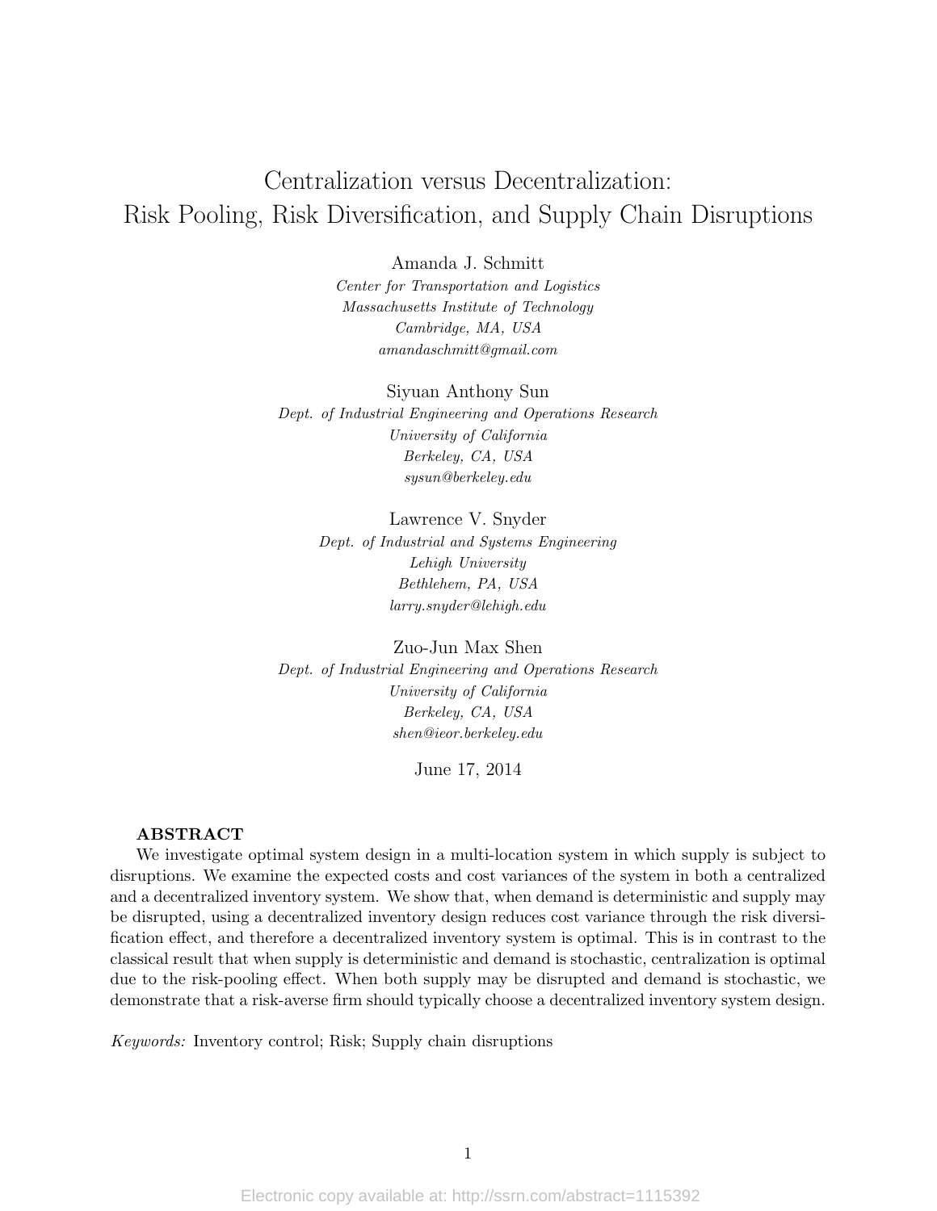# Centralization versus Decentralization: Risk Pooling, Risk Diversification, and Supply Chain Disruptions

Amanda J. Schmitt
*Center for Transportation and Logistics*
*Massachusetts Institute of Technology*
*Cambridge, MA, USA*
*amandaschmitt@gmail.com*

Siyuan Anthony Sun
*Dept. of Industrial Engineering and Operations Research*
*University of California*
*Berkeley, CA, USA*
*sysun@berkeley.edu*

Lawrence V. Snyder
*Dept. of Industrial and Systems Engineering*
*Lehigh University*
*Bethlehem, PA, USA*
*larry.snyder@lehigh.edu*

Zuo-Jun Max Shen
*Dept. of Industrial Engineering and Operations Research*
*University of California*
*Berkeley, CA, USA*
*shen@ieor.berkeley.edu*

June 17, 2014

## ABSTRACT

We investigate optimal system design in a multi-location system in which supply is subject to disruptions. We examine the expected costs and cost variances of the system in both a centralized and a decentralized inventory system. We show that, when demand is deterministic and supply may be disrupted, using a decentralized inventory design reduces cost variance through the risk diversification effect, and therefore a decentralized inventory system is optimal. This is in contrast to the classical result that when supply is deterministic and demand is stochastic, centralization is optimal due to the risk-pooling effect. When both supply may be disrupted and demand is stochastic, we demonstrate that a risk-averse firm should typically choose a decentralized inventory system design.

*Keywords:* Inventory control; Risk; Supply chain disruptions

Electronic copy available at: http://ssrn.com/abstract=1115392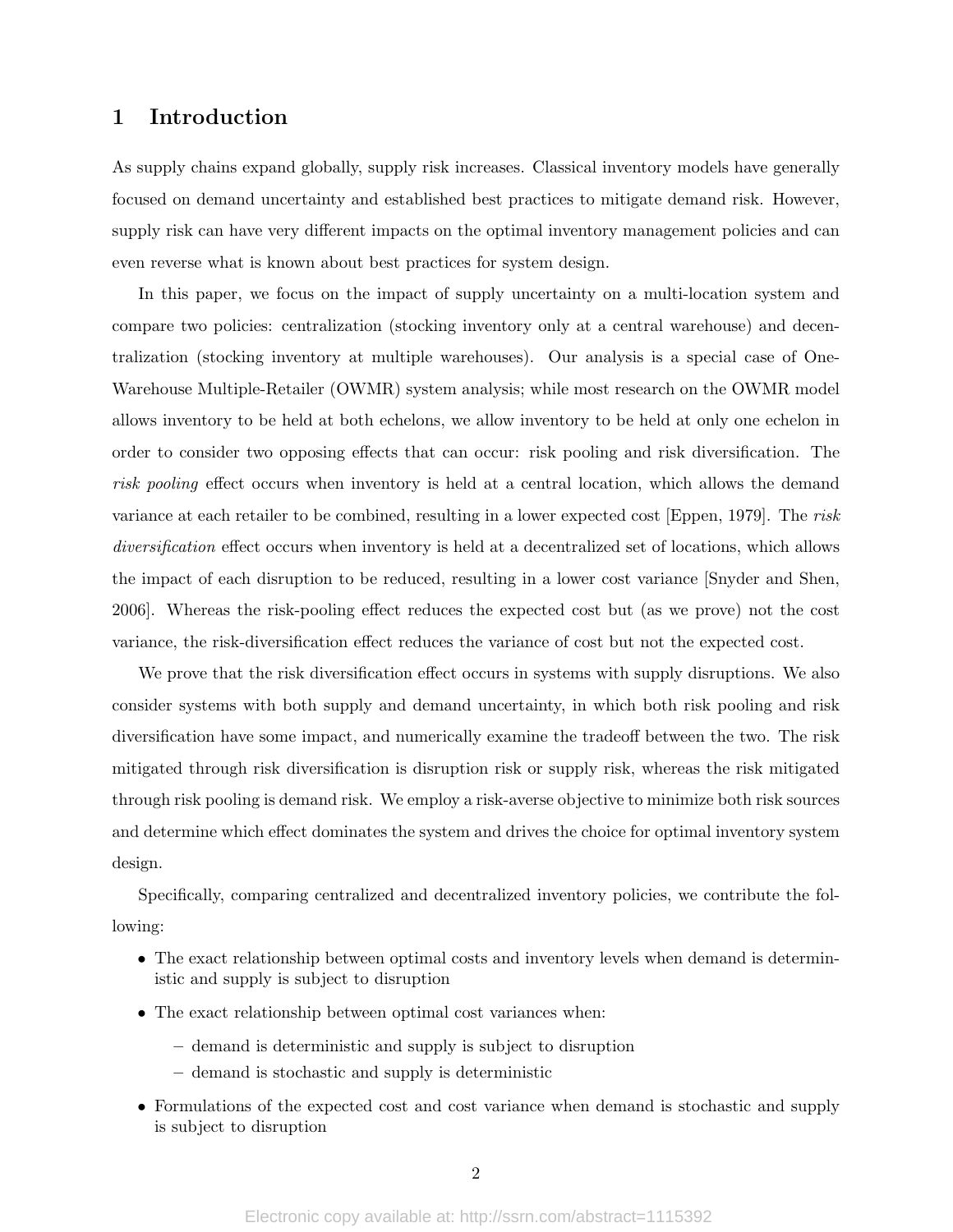## 1 Introduction

As supply chains expand globally, supply risk increases. Classical inventory models have generally focused on demand uncertainty and established best practices to mitigate demand risk. However, supply risk can have very different impacts on the optimal inventory management policies and can even reverse what is known about best practices for system design.

In this paper, we focus on the impact of supply uncertainty on a multi-location system and compare two policies: centralization (stocking inventory only at a central warehouse) and decentralization (stocking inventory at multiple warehouses). Our analysis is a special case of One-Warehouse Multiple-Retailer (OWMR) system analysis; while most research on the OWMR model allows inventory to be held at both echelons, we allow inventory to be held at only one echelon in order to consider two opposing effects that can occur: risk pooling and risk diversification. The *risk pooling* effect occurs when inventory is held at a central location, which allows the demand variance at each retailer to be combined, resulting in a lower expected cost [Eppen, 1979]. The *risk diversification* effect occurs when inventory is held at a decentralized set of locations, which allows the impact of each disruption to be reduced, resulting in a lower cost variance [Snyder and Shen, 2006]. Whereas the risk-pooling effect reduces the expected cost but (as we prove) not the cost variance, the risk-diversification effect reduces the variance of cost but not the expected cost.

We prove that the risk diversification effect occurs in systems with supply disruptions. We also consider systems with both supply and demand uncertainty, in which both risk pooling and risk diversification have some impact, and numerically examine the tradeoff between the two. The risk mitigated through risk diversification is disruption risk or supply risk, whereas the risk mitigated through risk pooling is demand risk. We employ a risk-averse objective to minimize both risk sources and determine which effect dominates the system and drives the choice for optimal inventory system design.

Specifically, comparing centralized and decentralized inventory policies, we contribute the following:

- The exact relationship between optimal costs and inventory levels when demand is deterministic and supply is subject to disruption
- The exact relationship between optimal cost variances when:
  - demand is deterministic and supply is subject to disruption
  - demand is stochastic and supply is deterministic
- Formulations of the expected cost and cost variance when demand is stochastic and supply is subject to disruption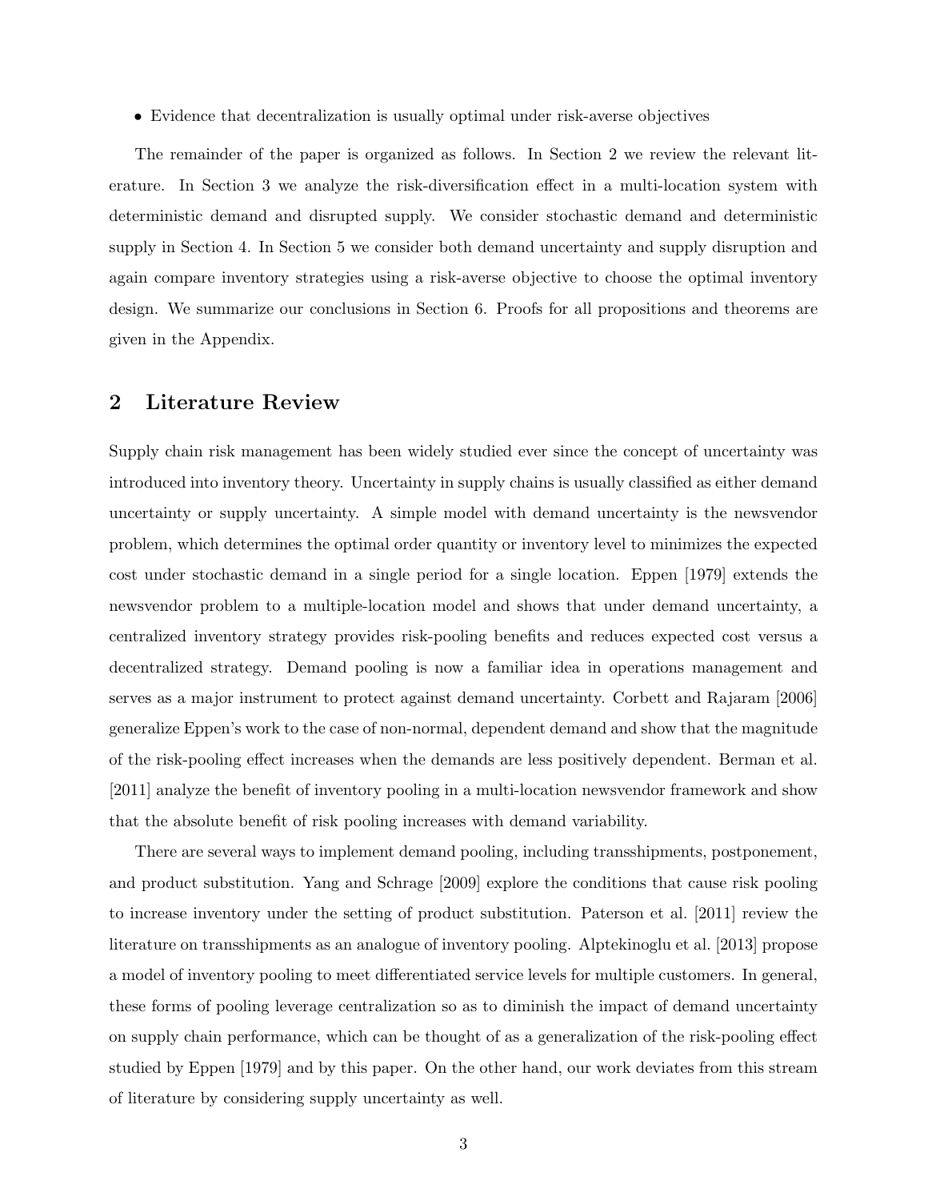- Evidence that decentralization is usually optimal under risk-averse objectives

The remainder of the paper is organized as follows. In Section 2 we review the relevant literature. In Section 3 we analyze the risk-diversification effect in a multi-location system with deterministic demand and disrupted supply. We consider stochastic demand and deterministic supply in Section 4. In Section 5 we consider both demand uncertainty and supply disruption and again compare inventory strategies using a risk-averse objective to choose the optimal inventory design. We summarize our conclusions in Section 6. Proofs for all propositions and theorems are given in the Appendix.

## 2 Literature Review

Supply chain risk management has been widely studied ever since the concept of uncertainty was introduced into inventory theory. Uncertainty in supply chains is usually classified as either demand uncertainty or supply uncertainty. A simple model with demand uncertainty is the newsvendor problem, which determines the optimal order quantity or inventory level to minimizes the expected cost under stochastic demand in a single period for a single location. Eppen [1979] extends the newsvendor problem to a multiple-location model and shows that under demand uncertainty, a centralized inventory strategy provides risk-pooling benefits and reduces expected cost versus a decentralized strategy. Demand pooling is now a familiar idea in operations management and serves as a major instrument to protect against demand uncertainty. Corbett and Rajaram [2006] generalize Eppen's work to the case of non-normal, dependent demand and show that the magnitude of the risk-pooling effect increases when the demands are less positively dependent. Berman et al. [2011] analyze the benefit of inventory pooling in a multi-location newsvendor framework and show that the absolute benefit of risk pooling increases with demand variability.

There are several ways to implement demand pooling, including transshipments, postponement, and product substitution. Yang and Schrage [2009] explore the conditions that cause risk pooling to increase inventory under the setting of product substitution. Paterson et al. [2011] review the literature on transshipments as an analogue of inventory pooling. Alptekinoglu et al. [2013] propose a model of inventory pooling to meet differentiated service levels for multiple customers. In general, these forms of pooling leverage centralization so as to diminish the impact of demand uncertainty on supply chain performance, which can be thought of as a generalization of the risk-pooling effect studied by Eppen [1979] and by this paper. On the other hand, our work deviates from this stream of literature by considering supply uncertainty as well.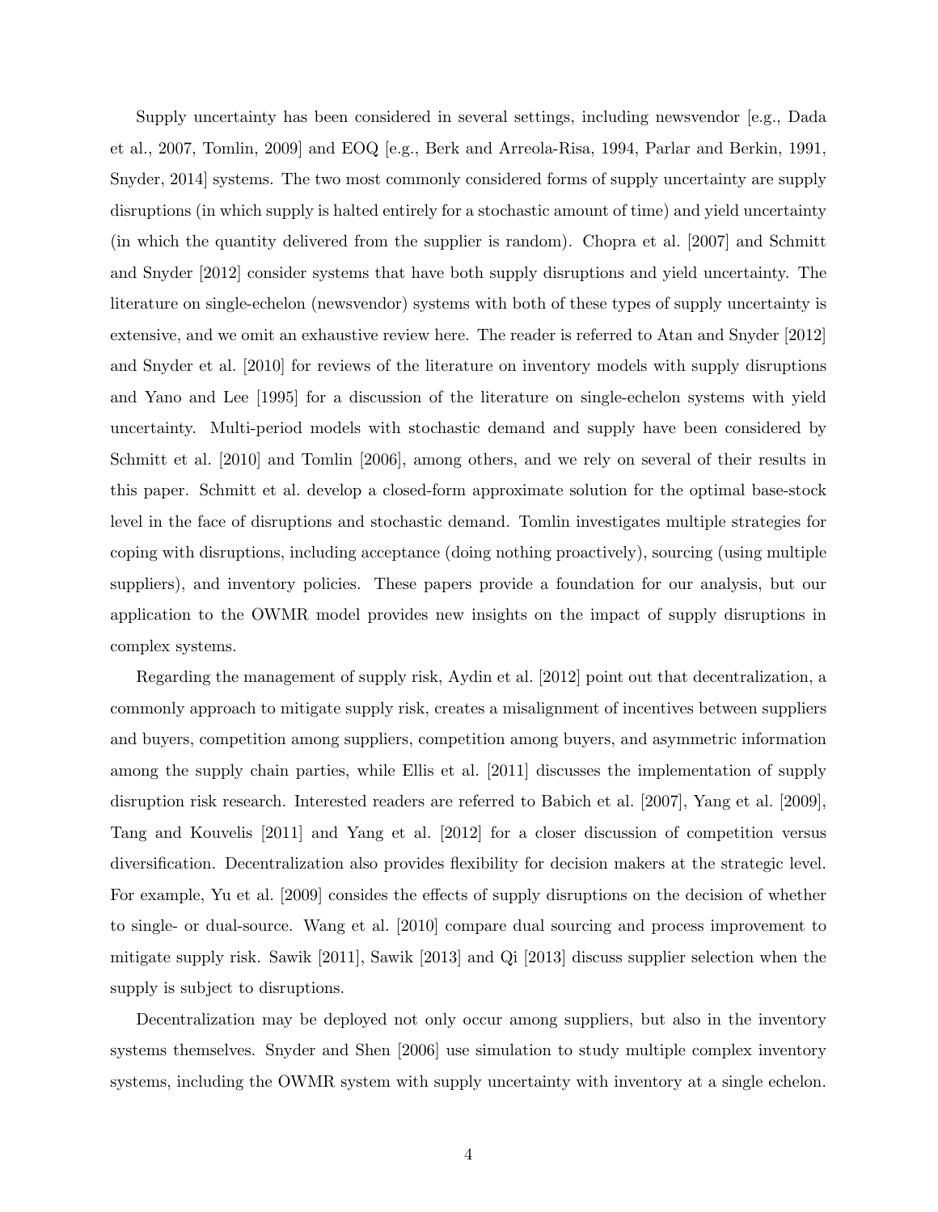Supply uncertainty has been considered in several settings, including newsvendor [e.g., Dada et al., 2007, Tomlin, 2009] and EOQ [e.g., Berk and Arreola-Risa, 1994, Parlar and Berkin, 1991, Snyder, 2014] systems. The two most commonly considered forms of supply uncertainty are supply disruptions (in which supply is halted entirely for a stochastic amount of time) and yield uncertainty (in which the quantity delivered from the supplier is random). Chopra et al. [2007] and Schmitt and Snyder [2012] consider systems that have both supply disruptions and yield uncertainty. The literature on single-echelon (newsvendor) systems with both of these types of supply uncertainty is extensive, and we omit an exhaustive review here. The reader is referred to Atan and Snyder [2012] and Snyder et al. [2010] for reviews of the literature on inventory models with supply disruptions and Yano and Lee [1995] for a discussion of the literature on single-echelon systems with yield uncertainty. Multi-period models with stochastic demand and supply have been considered by Schmitt et al. [2010] and Tomlin [2006], among others, and we rely on several of their results in this paper. Schmitt et al. develop a closed-form approximate solution for the optimal base-stock level in the face of disruptions and stochastic demand. Tomlin investigates multiple strategies for coping with disruptions, including acceptance (doing nothing proactively), sourcing (using multiple suppliers), and inventory policies. These papers provide a foundation for our analysis, but our application to the OWMR model provides new insights on the impact of supply disruptions in complex systems.

Regarding the management of supply risk, Aydin et al. [2012] point out that decentralization, a commonly approach to mitigate supply risk, creates a misalignment of incentives between suppliers and buyers, competition among suppliers, competition among buyers, and asymmetric information among the supply chain parties, while Ellis et al. [2011] discusses the implementation of supply disruption risk research. Interested readers are referred to Babich et al. [2007], Yang et al. [2009], Tang and Kouvelis [2011] and Yang et al. [2012] for a closer discussion of competition versus diversification. Decentralization also provides flexibility for decision makers at the strategic level. For example, Yu et al. [2009] considers the effects of supply disruptions on the decision of whether to single- or dual-source. Wang et al. [2010] compare dual sourcing and process improvement to mitigate supply risk. Sawik [2011], Sawik [2013] and Qi [2013] discuss supplier selection when the supply is subject to disruptions.

Decentralization may be deployed not only occur among suppliers, but also in the inventory systems themselves. Snyder and Shen [2006] use simulation to study multiple complex inventory systems, including the OWMR system with supply uncertainty with inventory at a single echelon.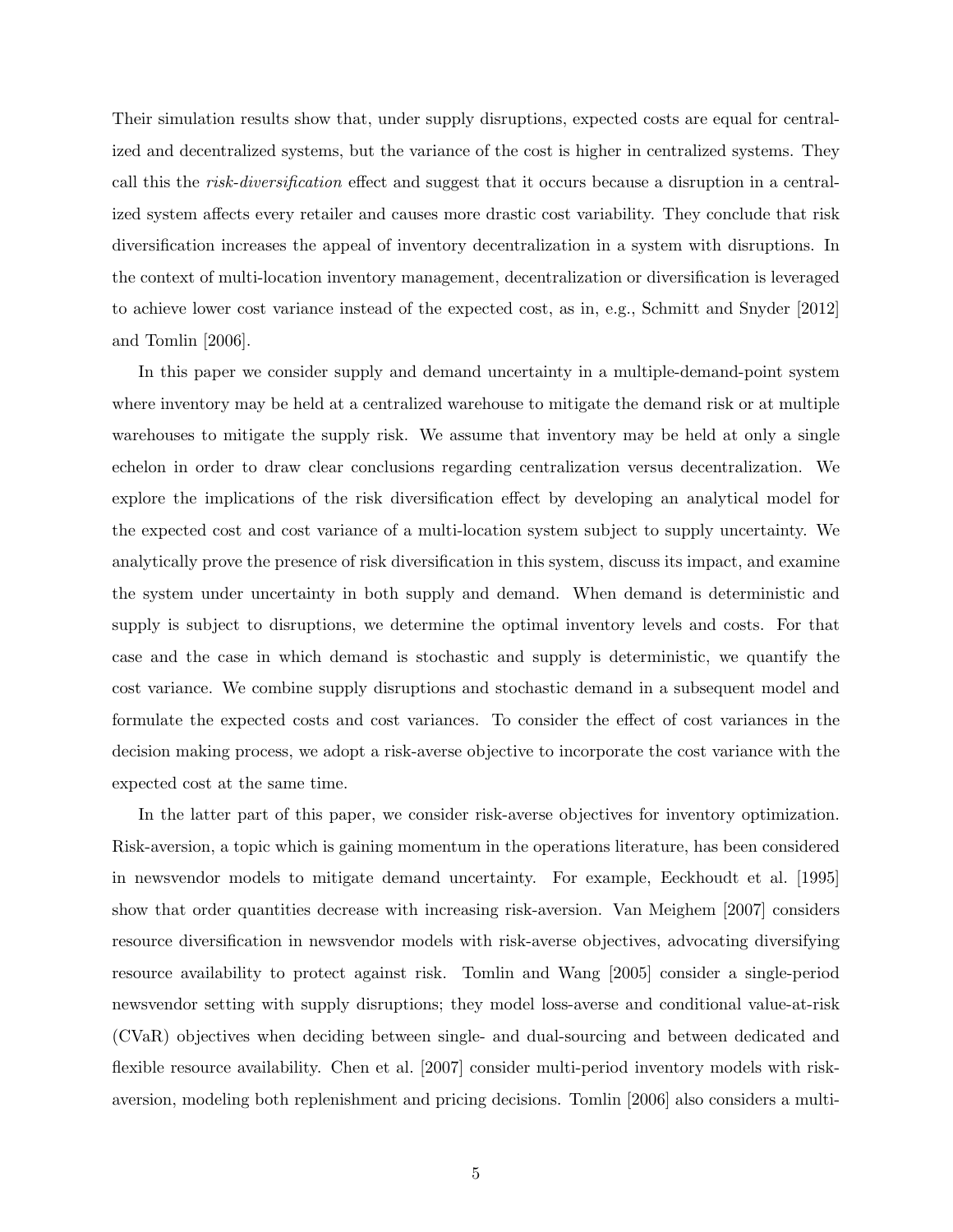Their simulation results show that, under supply disruptions, expected costs are equal for centralized and decentralized systems, but the variance of the cost is higher in centralized systems. They call this the *risk-diversification* effect and suggest that it occurs because a disruption in a centralized system affects every retailer and causes more drastic cost variability. They conclude that risk diversification increases the appeal of inventory decentralization in a system with disruptions. In the context of multi-location inventory management, decentralization or diversification is leveraged to achieve lower cost variance instead of the expected cost, as in, e.g., Schmitt and Snyder [2012] and Tomlin [2006].

In this paper we consider supply and demand uncertainty in a multiple-demand-point system where inventory may be held at a centralized warehouse to mitigate the demand risk or at multiple warehouses to mitigate the supply risk. We assume that inventory may be held at only a single echelon in order to draw clear conclusions regarding centralization versus decentralization. We explore the implications of the risk diversification effect by developing an analytical model for the expected cost and cost variance of a multi-location system subject to supply uncertainty. We analytically prove the presence of risk diversification in this system, discuss its impact, and examine the system under uncertainty in both supply and demand. When demand is deterministic and supply is subject to disruptions, we determine the optimal inventory levels and costs. For that case and the case in which demand is stochastic and supply is deterministic, we quantify the cost variance. We combine supply disruptions and stochastic demand in a subsequent model and formulate the expected costs and cost variances. To consider the effect of cost variances in the decision making process, we adopt a risk-averse objective to incorporate the cost variance with the expected cost at the same time.

In the latter part of this paper, we consider risk-averse objectives for inventory optimization. Risk-aversion, a topic which is gaining momentum in the operations literature, has been considered in newsvendor models to mitigate demand uncertainty. For example, Eeckhoudt et al. [1995] show that order quantities decrease with increasing risk-aversion. Van Meighem [2007] considers resource diversification in newsvendor models with risk-averse objectives, advocating diversifying resource availability to protect against risk. Tomlin and Wang [2005] consider a single-period newsvendor setting with supply disruptions; they model loss-averse and conditional value-at-risk (CVaR) objectives when deciding between single- and dual-sourcing and between dedicated and flexible resource availability. Chen et al. [2007] consider multi-period inventory models with risk-aversion, modeling both replenishment and pricing decisions. Tomlin [2006] also considers a multi-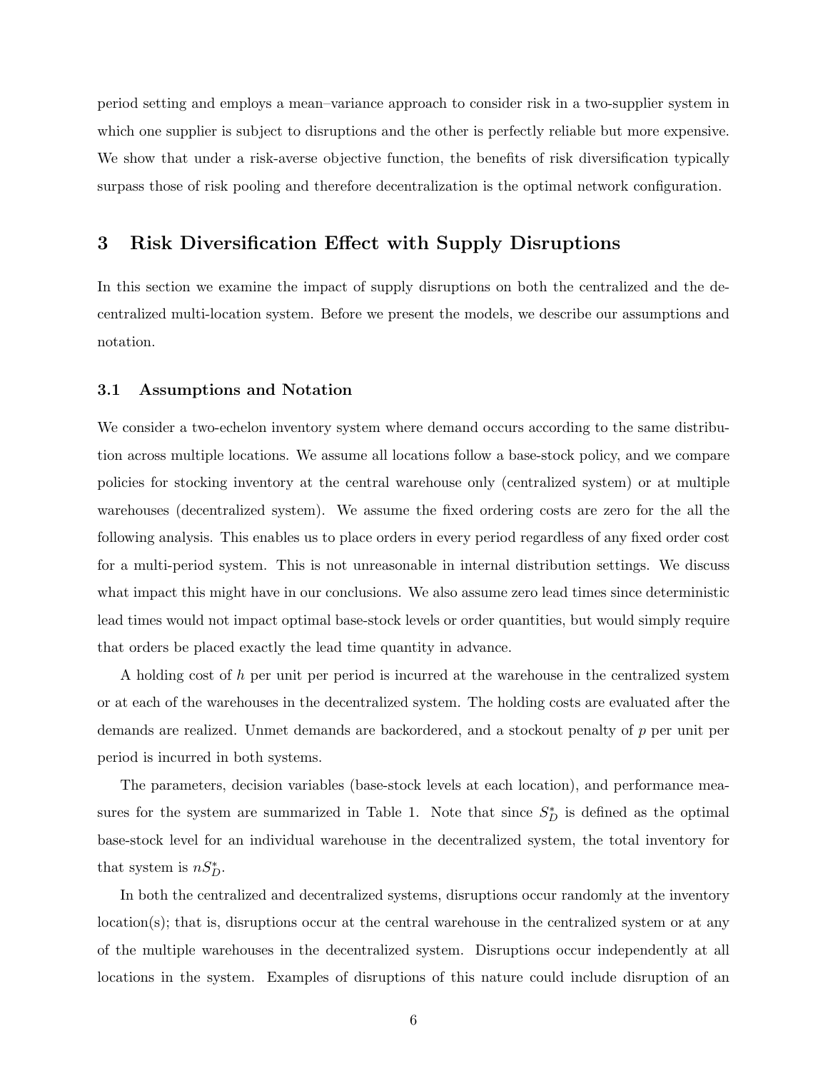period setting and employs a mean–variance approach to consider risk in a two-supplier system in which one supplier is subject to disruptions and the other is perfectly reliable but more expensive. We show that under a risk-averse objective function, the benefits of risk diversification typically surpass those of risk pooling and therefore decentralization is the optimal network configuration.

# 3 Risk Diversification Effect with Supply Disruptions

In this section we examine the impact of supply disruptions on both the centralized and the decentralized multi-location system. Before we present the models, we describe our assumptions and notation.

## 3.1 Assumptions and Notation

We consider a two-echelon inventory system where demand occurs according to the same distribution across multiple locations. We assume all locations follow a base-stock policy, and we compare policies for stocking inventory at the central warehouse only (centralized system) or at multiple warehouses (decentralized system). We assume the fixed ordering costs are zero for the all the following analysis. This enables us to place orders in every period regardless of any fixed order cost for a multi-period system. This is not unreasonable in internal distribution settings. We discuss what impact this might have in our conclusions. We also assume zero lead times since deterministic lead times would not impact optimal base-stock levels or order quantities, but would simply require that orders be placed exactly the lead time quantity in advance.

A holding cost of $h$ per unit per period is incurred at the warehouse in the centralized system or at each of the warehouses in the decentralized system. The holding costs are evaluated after the demands are realized. Unmet demands are backordered, and a stockout penalty of $p$ per unit per period is incurred in both systems.

The parameters, decision variables (base-stock levels at each location), and performance measures for the system are summarized in Table 1. Note that since $S_D^*$ is defined as the optimal base-stock level for an individual warehouse in the decentralized system, the total inventory for that system is $nS_D^*$.

In both the centralized and decentralized systems, disruptions occur randomly at the inventory location(s); that is, disruptions occur at the central warehouse in the centralized system or at any of the multiple warehouses in the decentralized system. Disruptions occur independently at all locations in the system. Examples of disruptions of this nature could include disruption of an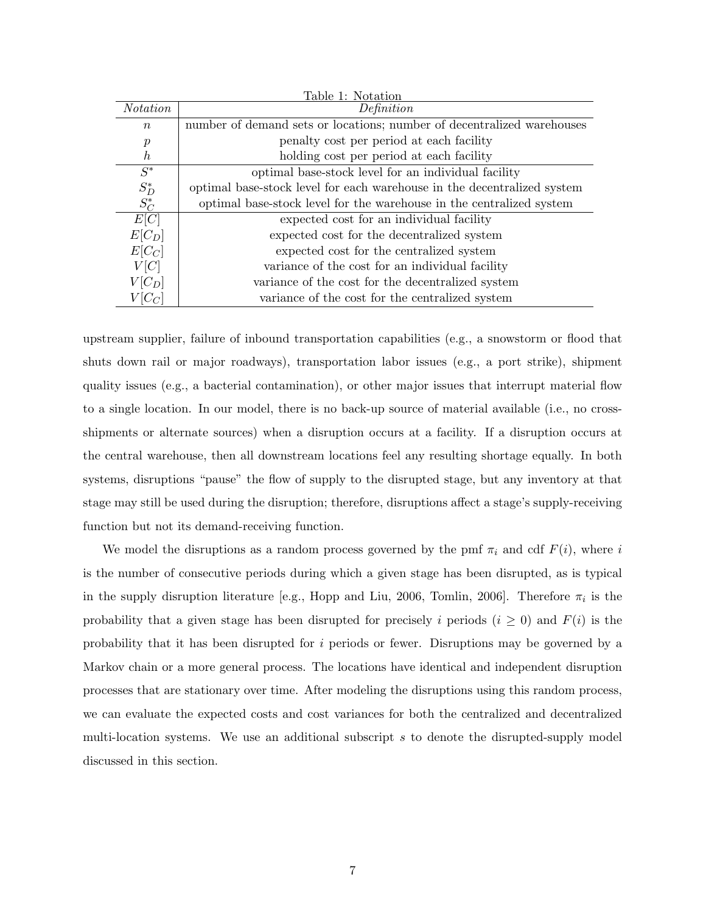Table 1: Notation

| *Notation* | *Definition* |
|---|---|
| $n$ | number of demand sets or locations; number of decentralized warehouses |
| $p$ | penalty cost per period at each facility |
| $h$ | holding cost per period at each facility |
| $S^*$ | optimal base-stock level for an individual facility |
| $S_D^*$ | optimal base-stock level for each warehouse in the decentralized system |
| $S_C^*$ | optimal base-stock level for the warehouse in the centralized system |
| $E[C]$ | expected cost for an individual facility |
| $E[C_D]$ | expected cost for the decentralized system |
| $E[C_C]$ | expected cost for the centralized system |
| $V[C]$ | variance of the cost for an individual facility |
| $V[C_D]$ | variance of the cost for the decentralized system |
| $V[C_C]$ | variance of the cost for the centralized system |

upstream supplier, failure of inbound transportation capabilities (e.g., a snowstorm or flood that shuts down rail or major roadways), transportation labor issues (e.g., a port strike), shipment quality issues (e.g., a bacterial contamination), or other major issues that interrupt material flow to a single location. In our model, there is no back-up source of material available (i.e., no cross-shipments or alternate sources) when a disruption occurs at a facility. If a disruption occurs at the central warehouse, then all downstream locations feel any resulting shortage equally. In both systems, disruptions "pause" the flow of supply to the disrupted stage, but any inventory at that stage may still be used during the disruption; therefore, disruptions affect a stage's supply-receiving function but not its demand-receiving function.

We model the disruptions as a random process governed by the pmf $\pi_i$ and cdf $F(i)$, where $i$ is the number of consecutive periods during which a given stage has been disrupted, as is typical in the supply disruption literature [e.g., Hopp and Liu, 2006, Tomlin, 2006]. Therefore $\pi_i$ is the probability that a given stage has been disrupted for precisely $i$ periods ($i \geq 0$) and $F(i)$ is the probability that it has been disrupted for $i$ periods or fewer. Disruptions may be governed by a Markov chain or a more general process. The locations have identical and independent disruption processes that are stationary over time. After modeling the disruptions using this random process, we can evaluate the expected costs and cost variances for both the centralized and decentralized multi-location systems. We use an additional subscript $s$ to denote the disrupted-supply model discussed in this section.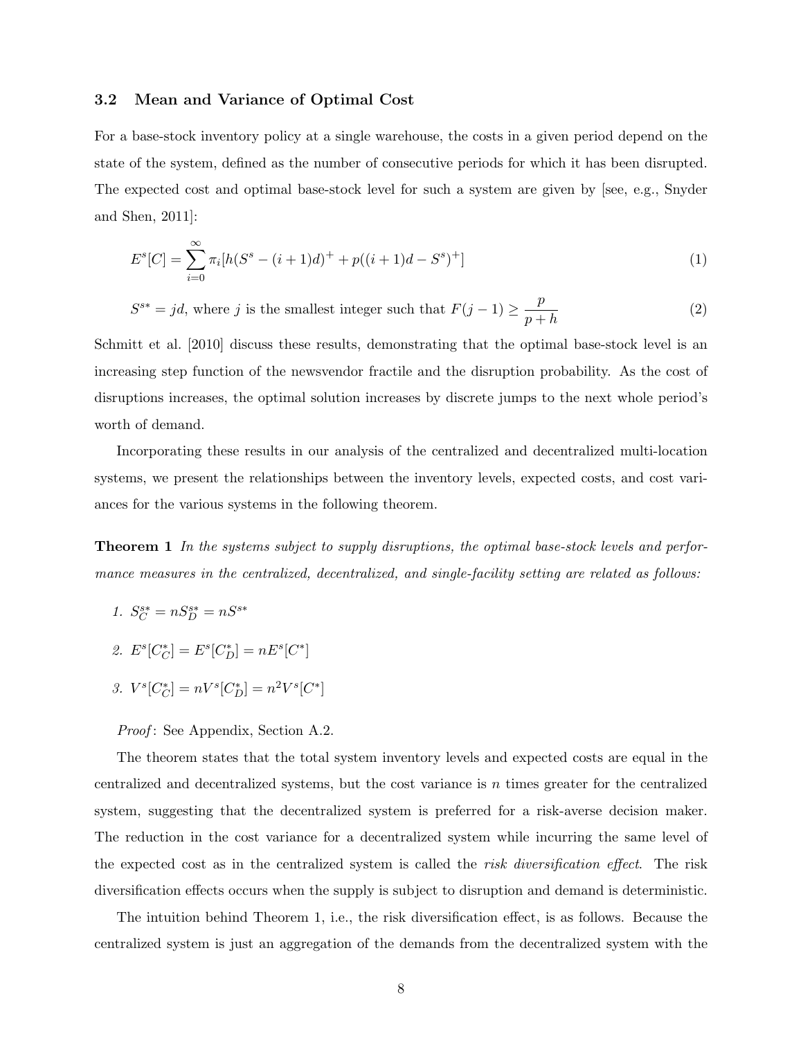### 3.2 Mean and Variance of Optimal Cost

For a base-stock inventory policy at a single warehouse, the costs in a given period depend on the state of the system, defined as the number of consecutive periods for which it has been disrupted. The expected cost and optimal base-stock level for such a system are given by [see, e.g., Snyder and Shen, 2011]:

$$E^s[C] = \sum_{i=0}^{\infty} \pi_i [h(S^s - (i+1)d)^+ + p((i+1)d - S^s)^+] \tag{1}$$

$$S^{s*} = jd, \text{ where } j \text{ is the smallest integer such that } F(j-1) \geq \frac{p}{p+h} \tag{2}$$

Schmitt et al. [2010] discuss these results, demonstrating that the optimal base-stock level is an increasing step function of the newsvendor fractile and the disruption probability. As the cost of disruptions increases, the optimal solution increases by discrete jumps to the next whole period's worth of demand.

Incorporating these results in our analysis of the centralized and decentralized multi-location systems, we present the relationships between the inventory levels, expected costs, and cost variances for the various systems in the following theorem.

**Theorem 1** *In the systems subject to supply disruptions, the optimal base-stock levels and performance measures in the centralized, decentralized, and single-facility setting are related as follows:*

1. $S_C^{s*} = nS_D^{s*} = nS^{s*}$
2. $E^s[C_C^*] = E^s[C_D^*] = nE^s[C^*]$
3. $V^s[C_C^*] = nV^s[C_D^*] = n^2V^s[C^*]$

*Proof*: See Appendix, Section A.2.

The theorem states that the total system inventory levels and expected costs are equal in the centralized and decentralized systems, but the cost variance is $n$ times greater for the centralized system, suggesting that the decentralized system is preferred for a risk-averse decision maker. The reduction in the cost variance for a decentralized system while incurring the same level of the expected cost as in the centralized system is called the *risk diversification effect*. The risk diversification effects occurs when the supply is subject to disruption and demand is deterministic.

The intuition behind Theorem 1, i.e., the risk diversification effect, is as follows. Because the centralized system is just an aggregation of the demands from the decentralized system with the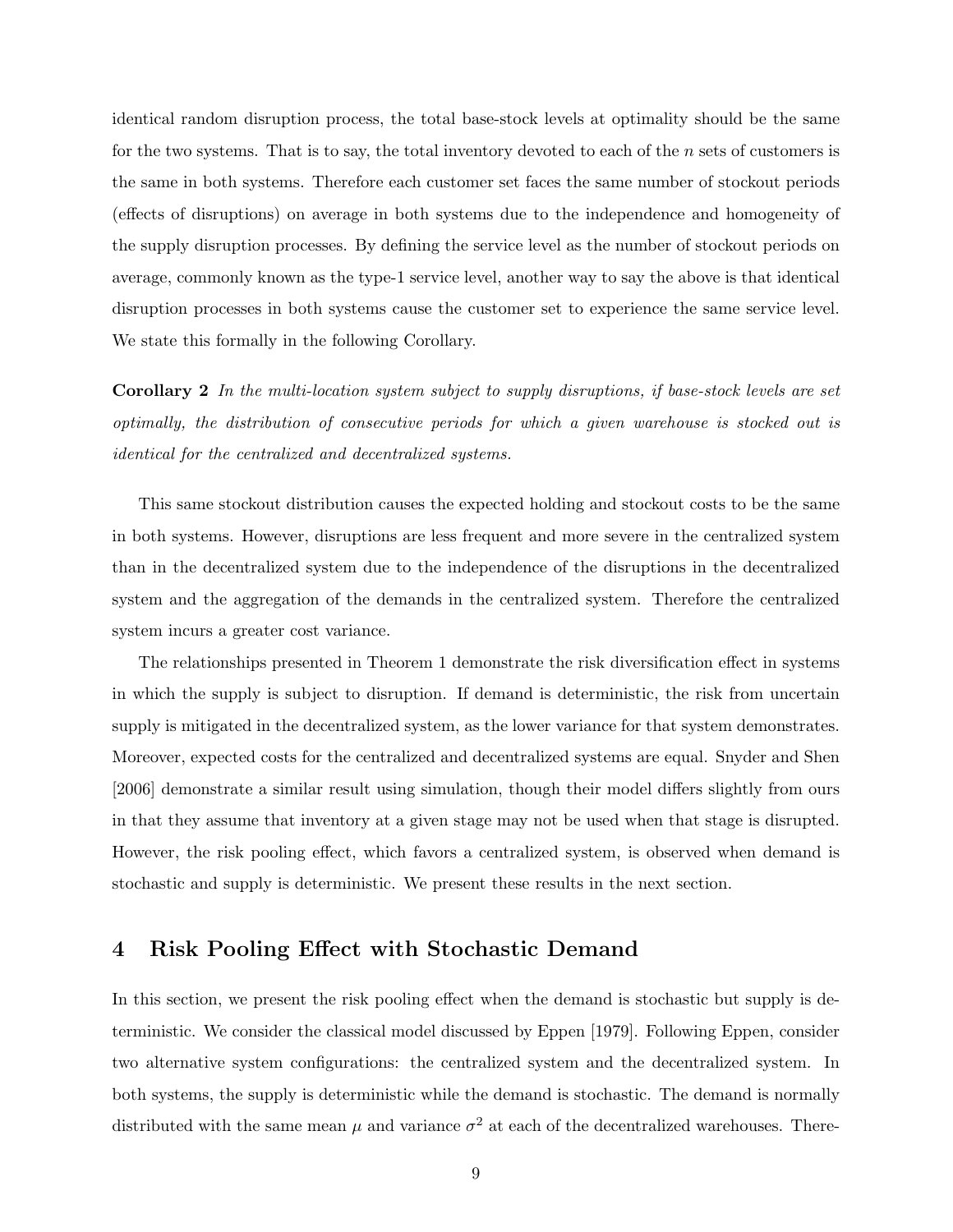identical random disruption process, the total base-stock levels at optimality should be the same for the two systems. That is to say, the total inventory devoted to each of the $n$ sets of customers is the same in both systems. Therefore each customer set faces the same number of stockout periods (effects of disruptions) on average in both systems due to the independence and homogeneity of the supply disruption processes. By defining the service level as the number of stockout periods on average, commonly known as the type-1 service level, another way to say the above is that identical disruption processes in both systems cause the customer set to experience the same service level. We state this formally in the following Corollary.

**Corollary 2** *In the multi-location system subject to supply disruptions, if base-stock levels are set optimally, the distribution of consecutive periods for which a given warehouse is stocked out is identical for the centralized and decentralized systems.*

This same stockout distribution causes the expected holding and stockout costs to be the same in both systems. However, disruptions are less frequent and more severe in the centralized system than in the decentralized system due to the independence of the disruptions in the decentralized system and the aggregation of the demands in the centralized system. Therefore the centralized system incurs a greater cost variance.

The relationships presented in Theorem 1 demonstrate the risk diversification effect in systems in which the supply is subject to disruption. If demand is deterministic, the risk from uncertain supply is mitigated in the decentralized system, as the lower variance for that system demonstrates. Moreover, expected costs for the centralized and decentralized systems are equal. Snyder and Shen [2006] demonstrate a similar result using simulation, though their model differs slightly from ours in that they assume that inventory at a given stage may not be used when that stage is disrupted. However, the risk pooling effect, which favors a centralized system, is observed when demand is stochastic and supply is deterministic. We present these results in the next section.

## 4 Risk Pooling Effect with Stochastic Demand

In this section, we present the risk pooling effect when the demand is stochastic but supply is deterministic. We consider the classical model discussed by Eppen [1979]. Following Eppen, consider two alternative system configurations: the centralized system and the decentralized system. In both systems, the supply is deterministic while the demand is stochastic. The demand is normally distributed with the same mean $\mu$ and variance $\sigma^2$ at each of the decentralized warehouses. There-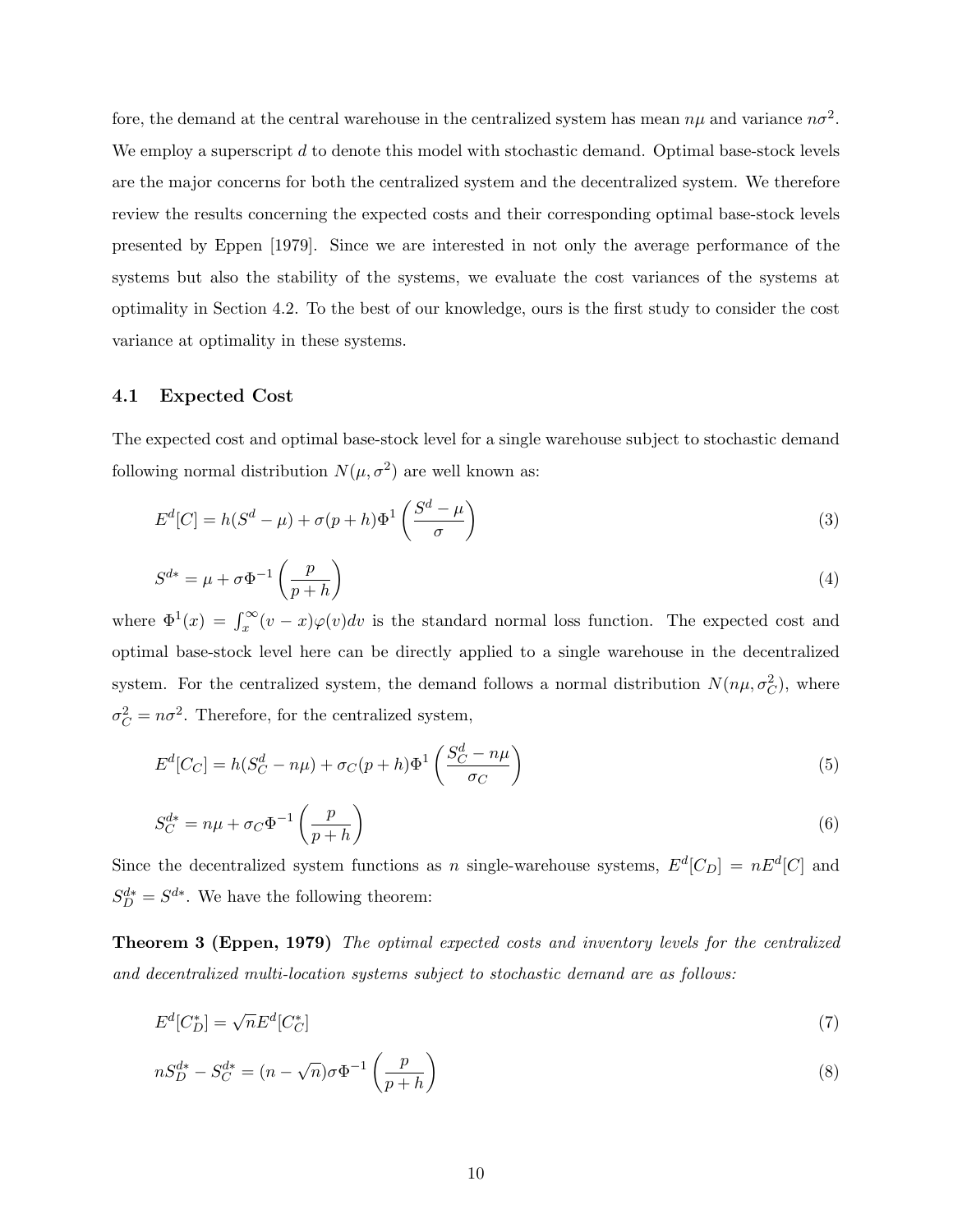fore, the demand at the central warehouse in the centralized system has mean $n\mu$ and variance $n\sigma^2$. We employ a superscript $d$ to denote this model with stochastic demand. Optimal base-stock levels are the major concerns for both the centralized system and the decentralized system. We therefore review the results concerning the expected costs and their corresponding optimal base-stock levels presented by Eppen [1979]. Since we are interested in not only the average performance of the systems but also the stability of the systems, we evaluate the cost variances of the systems at optimality in Section 4.2. To the best of our knowledge, ours is the first study to consider the cost variance at optimality in these systems.

## 4.1 Expected Cost

The expected cost and optimal base-stock level for a single warehouse subject to stochastic demand following normal distribution $N(\mu, \sigma^2)$ are well known as:

$$E^d[C] = h(S^d - \mu) + \sigma(p+h)\Phi^1\left(\frac{S^d - \mu}{\sigma}\right) \tag{3}$$

$$S^{d*} = \mu + \sigma\Phi^{-1}\left(\frac{p}{p+h}\right) \tag{4}$$

where $\Phi^1(x) = \int_x^\infty (v - x)\varphi(v)dv$ is the standard normal loss function. The expected cost and optimal base-stock level here can be directly applied to a single warehouse in the decentralized system. For the centralized system, the demand follows a normal distribution $N(n\mu, \sigma_C^2)$, where $\sigma_C^2 = n\sigma^2$. Therefore, for the centralized system,

$$E^d[C_C] = h(S_C^d - n\mu) + \sigma_C(p+h)\Phi^1\left(\frac{S_C^d - n\mu}{\sigma_C}\right) \tag{5}$$

$$S_C^{d*} = n\mu + \sigma_C\Phi^{-1}\left(\frac{p}{p+h}\right) \tag{6}$$

Since the decentralized system functions as $n$ single-warehouse systems, $E^d[C_D] = nE^d[C]$ and $S_D^{d*} = S^{d*}$. We have the following theorem:

**Theorem 3 (Eppen, 1979)** *The optimal expected costs and inventory levels for the centralized and decentralized multi-location systems subject to stochastic demand are as follows:*

$$E^d[C_D^*] = \sqrt{n}E^d[C_C^*] \tag{7}$$

$$nS_D^{d*} - S_C^{d*} = (n - \sqrt{n})\sigma\Phi^{-1}\left(\frac{p}{p+h}\right) \tag{8}$$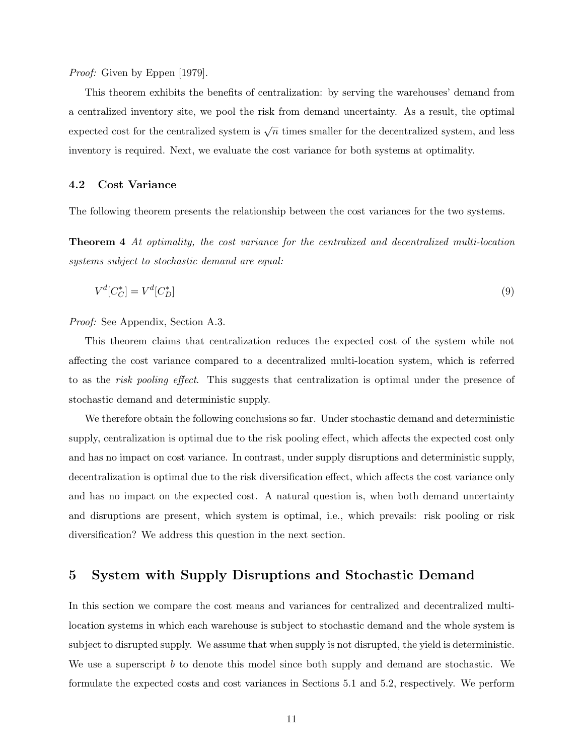*Proof:* Given by Eppen [1979].

This theorem exhibits the benefits of centralization: by serving the warehouses' demand from a centralized inventory site, we pool the risk from demand uncertainty. As a result, the optimal expected cost for the centralized system is $\sqrt{n}$ times smaller for the decentralized system, and less inventory is required. Next, we evaluate the cost variance for both systems at optimality.

### 4.2 Cost Variance

The following theorem presents the relationship between the cost variances for the two systems.

**Theorem 4** *At optimality, the cost variance for the centralized and decentralized multi-location systems subject to stochastic demand are equal:*

$$V^d[C_C^*] = V^d[C_D^*] \tag{9}$$

*Proof:* See Appendix, Section A.3.

This theorem claims that centralization reduces the expected cost of the system while not affecting the cost variance compared to a decentralized multi-location system, which is referred to as the *risk pooling effect*. This suggests that centralization is optimal under the presence of stochastic demand and deterministic supply.

We therefore obtain the following conclusions so far. Under stochastic demand and deterministic supply, centralization is optimal due to the risk pooling effect, which affects the expected cost only and has no impact on cost variance. In contrast, under supply disruptions and deterministic supply, decentralization is optimal due to the risk diversification effect, which affects the cost variance only and has no impact on the expected cost. A natural question is, when both demand uncertainty and disruptions are present, which system is optimal, i.e., which prevails: risk pooling or risk diversification? We address this question in the next section.

## 5 System with Supply Disruptions and Stochastic Demand

In this section we compare the cost means and variances for centralized and decentralized multi-location systems in which each warehouse is subject to stochastic demand and the whole system is subject to disrupted supply. We assume that when supply is not disrupted, the yield is deterministic. We use a superscript $b$ to denote this model since both supply and demand are stochastic. We formulate the expected costs and cost variances in Sections 5.1 and 5.2, respectively. We perform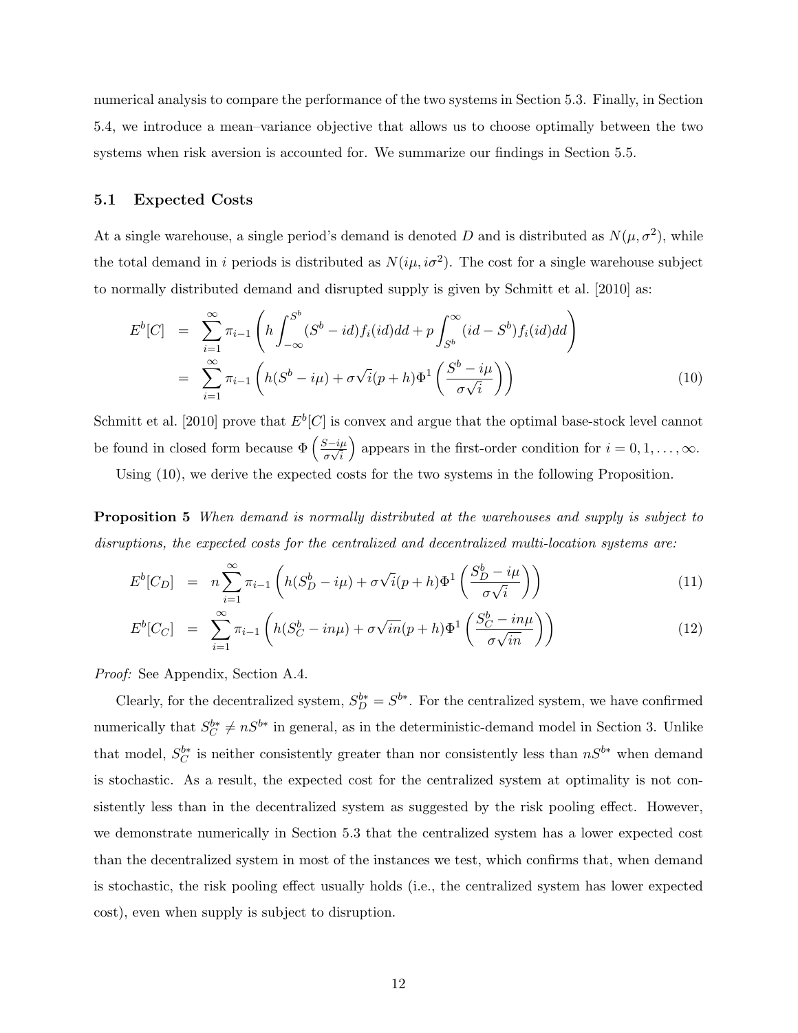numerical analysis to compare the performance of the two systems in Section 5.3. Finally, in Section 5.4, we introduce a mean–variance objective that allows us to choose optimally between the two systems when risk aversion is accounted for. We summarize our findings in Section 5.5.

## 5.1 Expected Costs

At a single warehouse, a single period's demand is denoted $D$ and is distributed as $N(\mu, \sigma^2)$, while the total demand in $i$ periods is distributed as $N(i\mu, i\sigma^2)$. The cost for a single warehouse subject to normally distributed demand and disrupted supply is given by Schmitt et al. [2010] as:

$$
\begin{aligned}
E^b[C] &= \sum_{i=1}^{\infty} \pi_{i-1} \left( h \int_{-\infty}^{S^b} (S^b - id) f_i(id) dd + p \int_{S^b}^{\infty} (id - S^b) f_i(id) dd \right) \\
&= \sum_{i=1}^{\infty} \pi_{i-1} \left( h(S^b - i\mu) + \sigma\sqrt{i}(p+h)\Phi^1 \left( \frac{S^b - i\mu}{\sigma\sqrt{i}} \right) \right) \qquad (10)
\end{aligned}
$$

Schmitt et al. [2010] prove that $E^b[C]$ is convex and argue that the optimal base-stock level cannot be found in closed form because $\Phi\left(\frac{S-i\mu}{\sigma\sqrt{i}}\right)$ appears in the first-order condition for $i = 0, 1, \ldots, \infty$.

Using (10), we derive the expected costs for the two systems in the following Proposition.

**Proposition 5** *When demand is normally distributed at the warehouses and supply is subject to disruptions, the expected costs for the centralized and decentralized multi-location systems are:*

$$
E^b[C_D] = n \sum_{i=1}^{\infty} \pi_{i-1} \left( h(S_D^b - i\mu) + \sigma\sqrt{i}(p+h)\Phi^1 \left( \frac{S_D^b - i\mu}{\sigma\sqrt{i}} \right) \right) \qquad (11)
$$

$$
E^b[C_C] = \sum_{i=1}^{\infty} \pi_{i-1} \left( h(S_C^b - in\mu) + \sigma\sqrt{in}(p+h)\Phi^1 \left( \frac{S_C^b - in\mu}{\sigma\sqrt{in}} \right) \right) \qquad (12)
$$

*Proof:* See Appendix, Section A.4.

Clearly, for the decentralized system, $S_D^{b*} = S^{b*}$. For the centralized system, we have confirmed numerically that $S_C^{b*} \neq nS^{b*}$ in general, as in the deterministic-demand model in Section 3. Unlike that model, $S_C^{b*}$ is neither consistently greater than nor consistently less than $nS^{b*}$ when demand is stochastic. As a result, the expected cost for the centralized system at optimality is not consistently less than in the decentralized system as suggested by the risk pooling effect. However, we demonstrate numerically in Section 5.3 that the centralized system has a lower expected cost than the decentralized system in most of the instances we test, which confirms that, when demand is stochastic, the risk pooling effect usually holds (i.e., the centralized system has lower expected cost), even when supply is subject to disruption.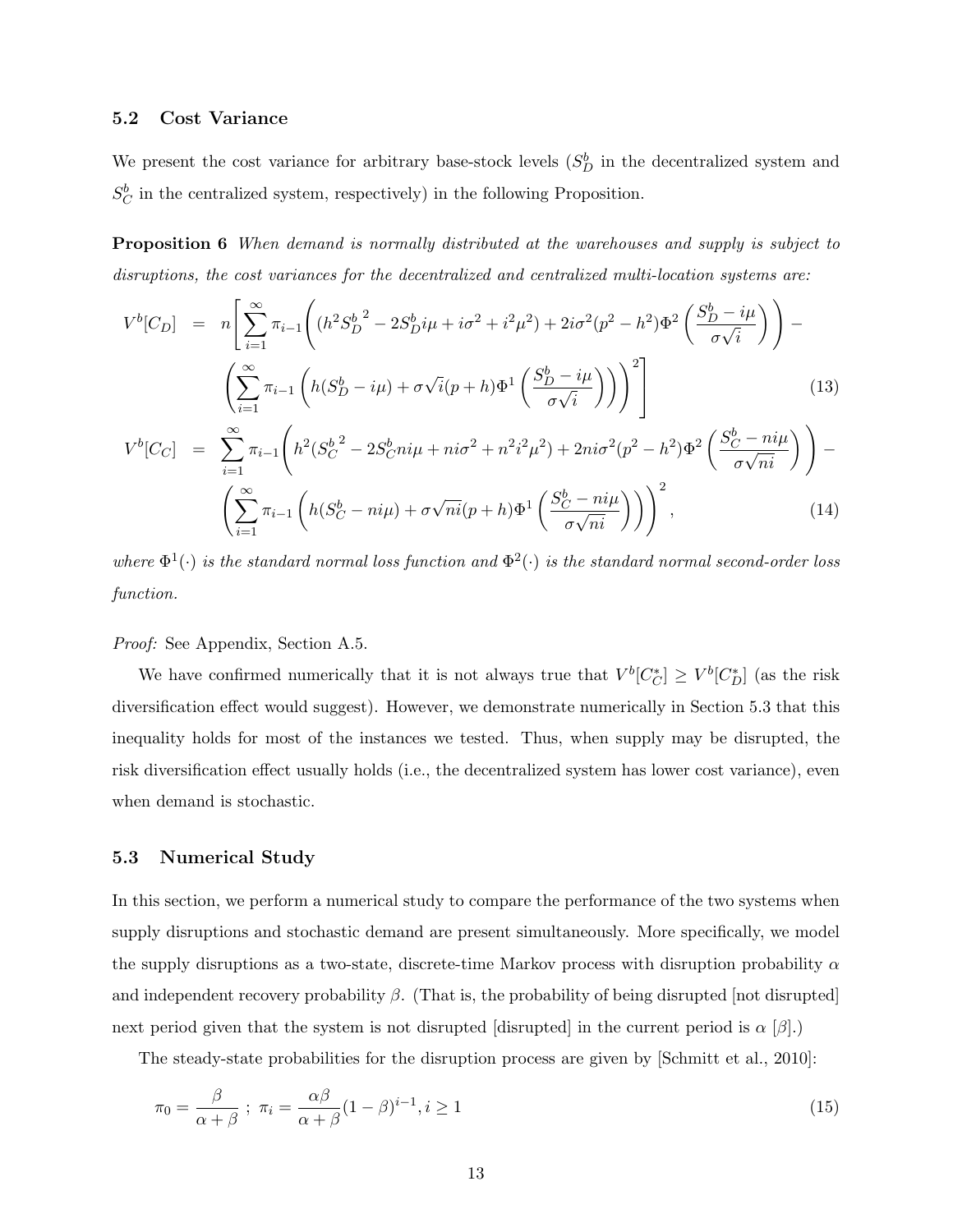### 5.2 Cost Variance

We present the cost variance for arbitrary base-stock levels ($S_D^b$ in the decentralized system and $S_C^b$ in the centralized system, respectively) in the following Proposition.

**Proposition 6** *When demand is normally distributed at the warehouses and supply is subject to disruptions, the cost variances for the decentralized and centralized multi-location systems are:*

$$
\begin{aligned}
V^b[C_D] &= n\Bigg[\sum_{i=1}^{\infty}\pi_{i-1}\Bigg((h^2{S_D^b}^2 - 2S_D^b i\mu + i\sigma^2 + i^2\mu^2) + 2i\sigma^2(p^2-h^2)\Phi^2\left(\frac{S_D^b - i\mu}{\sigma\sqrt{i}}\right)\Bigg) - \\
&\quad \left(\sum_{i=1}^{\infty}\pi_{i-1}\left(h(S_D^b - i\mu) + \sigma\sqrt{i}(p+h)\Phi^1\left(\frac{S_D^b - i\mu}{\sigma\sqrt{i}}\right)\right)\right)^2\Bigg] \qquad (13)\\
V^b[C_C] &= \sum_{i=1}^{\infty}\pi_{i-1}\Bigg(h^2({S_C^b}^2 - 2S_C^b ni\mu + ni\sigma^2 + n^2i^2\mu^2) + 2ni\sigma^2(p^2-h^2)\Phi^2\left(\frac{S_C^b - ni\mu}{\sigma\sqrt{ni}}\right)\Bigg) - \\
&\quad \left(\sum_{i=1}^{\infty}\pi_{i-1}\left(h(S_C^b - ni\mu) + \sigma\sqrt{ni}(p+h)\Phi^1\left(\frac{S_C^b - ni\mu}{\sigma\sqrt{ni}}\right)\right)\right)^2, \qquad (14)
\end{aligned}
$$

*where $\Phi^1(\cdot)$ is the standard normal loss function and $\Phi^2(\cdot)$ is the standard normal second-order loss function.*

*Proof:* See Appendix, Section A.5.

We have confirmed numerically that it is not always true that $V^b[C_C^*] \geq V^b[C_D^*]$ (as the risk diversification effect would suggest). However, we demonstrate numerically in Section 5.3 that this inequality holds for most of the instances we tested. Thus, when supply may be disrupted, the risk diversification effect usually holds (i.e., the decentralized system has lower cost variance), even when demand is stochastic.

### 5.3 Numerical Study

In this section, we perform a numerical study to compare the performance of the two systems when supply disruptions and stochastic demand are present simultaneously. More specifically, we model the supply disruptions as a two-state, discrete-time Markov process with disruption probability $\alpha$ and independent recovery probability $\beta$. (That is, the probability of being disrupted [not disrupted] next period given that the system is not disrupted [disrupted] in the current period is $\alpha$ [$\beta$].)

The steady-state probabilities for the disruption process are given by [Schmitt et al., 2010]:

$$
\pi_0 = \frac{\beta}{\alpha+\beta}\ ;\ \pi_i = \frac{\alpha\beta}{\alpha+\beta}(1-\beta)^{i-1}, i \geq 1 \qquad (15)
$$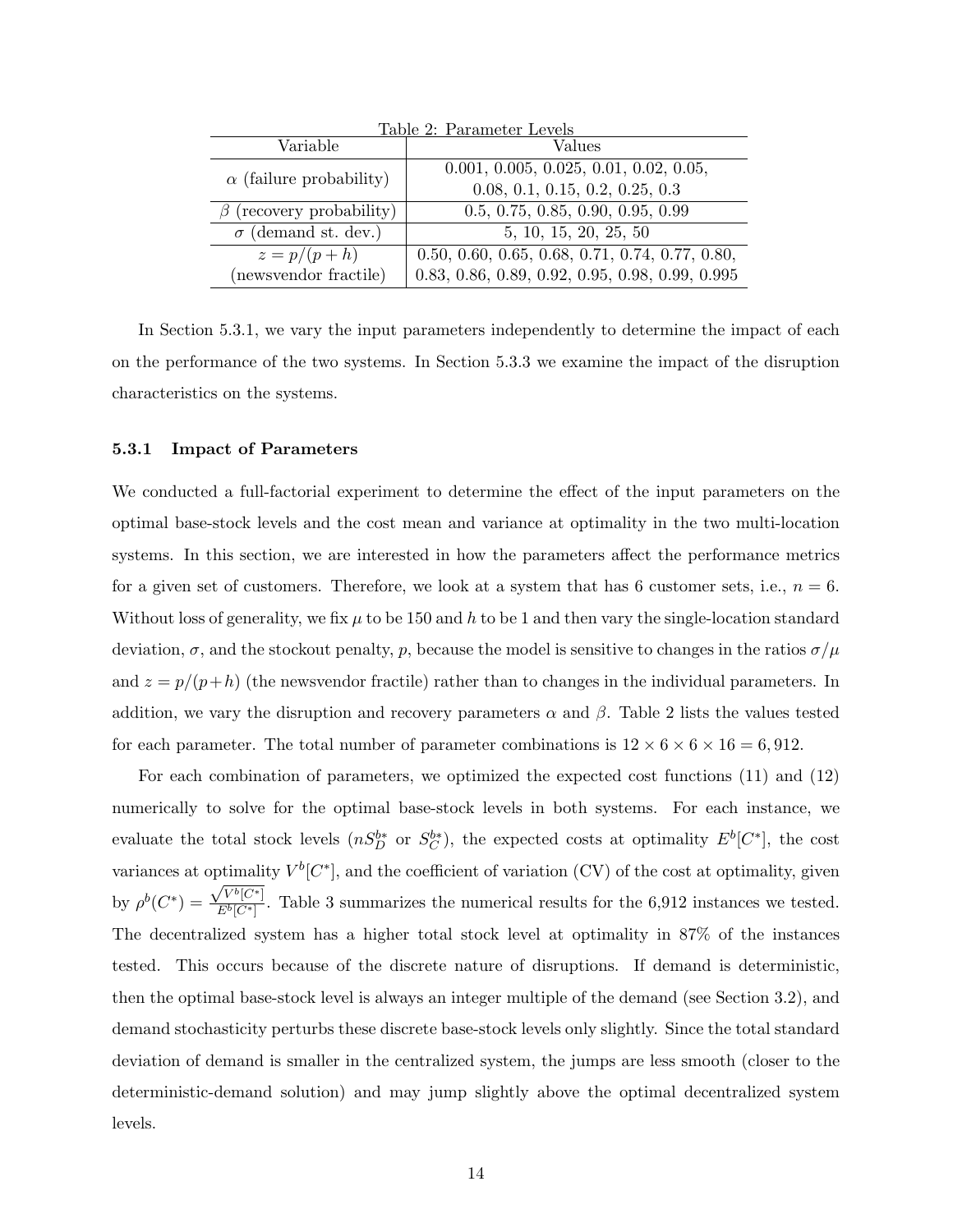Table 2: Parameter Levels

| Variable | Values |
|---|---|
| $\alpha$ (failure probability) | 0.001, 0.005, 0.025, 0.01, 0.02, 0.05, 0.08, 0.1, 0.15, 0.2, 0.25, 0.3 |
| $\beta$ (recovery probability) | 0.5, 0.75, 0.85, 0.90, 0.95, 0.99 |
| $\sigma$ (demand st. dev.) | 5, 10, 15, 20, 25, 50 |
| $z = p/(p+h)$ (newsvendor fractile) | 0.50, 0.60, 0.65, 0.68, 0.71, 0.74, 0.77, 0.80, 0.83, 0.86, 0.89, 0.92, 0.95, 0.98, 0.99, 0.995 |

In Section 5.3.1, we vary the input parameters independently to determine the impact of each on the performance of the two systems. In Section 5.3.3 we examine the impact of the disruption characteristics on the systems.

### 5.3.1 Impact of Parameters

We conducted a full-factorial experiment to determine the effect of the input parameters on the optimal base-stock levels and the cost mean and variance at optimality in the two multi-location systems. In this section, we are interested in how the parameters affect the performance metrics for a given set of customers. Therefore, we look at a system that has 6 customer sets, i.e., $n = 6$. Without loss of generality, we fix $\mu$ to be 150 and $h$ to be 1 and then vary the single-location standard deviation, $\sigma$, and the stockout penalty, $p$, because the model is sensitive to changes in the ratios $\sigma/\mu$ and $z = p/(p+h)$ (the newsvendor fractile) rather than to changes in the individual parameters. In addition, we vary the disruption and recovery parameters $\alpha$ and $\beta$. Table 2 lists the values tested for each parameter. The total number of parameter combinations is $12 \times 6 \times 6 \times 16 = 6,912$.

For each combination of parameters, we optimized the expected cost functions (11) and (12) numerically to solve for the optimal base-stock levels in both systems. For each instance, we evaluate the total stock levels ($nS_D^{b*}$ or $S_C^{b*}$), the expected costs at optimality $E^b[C^*]$, the cost variances at optimality $V^b[C^*]$, and the coefficient of variation (CV) of the cost at optimality, given by $\rho^b(C^*) = \frac{\sqrt{V^b[C^*]}}{E^b[C^*]}$. Table 3 summarizes the numerical results for the 6,912 instances we tested. The decentralized system has a higher total stock level at optimality in 87% of the instances tested. This occurs because of the discrete nature of disruptions. If demand is deterministic, then the optimal base-stock level is always an integer multiple of the demand (see Section 3.2), and demand stochasticity perturbs these discrete base-stock levels only slightly. Since the total standard deviation of demand is smaller in the centralized system, the jumps are less smooth (closer to the deterministic-demand solution) and may jump slightly above the optimal decentralized system levels.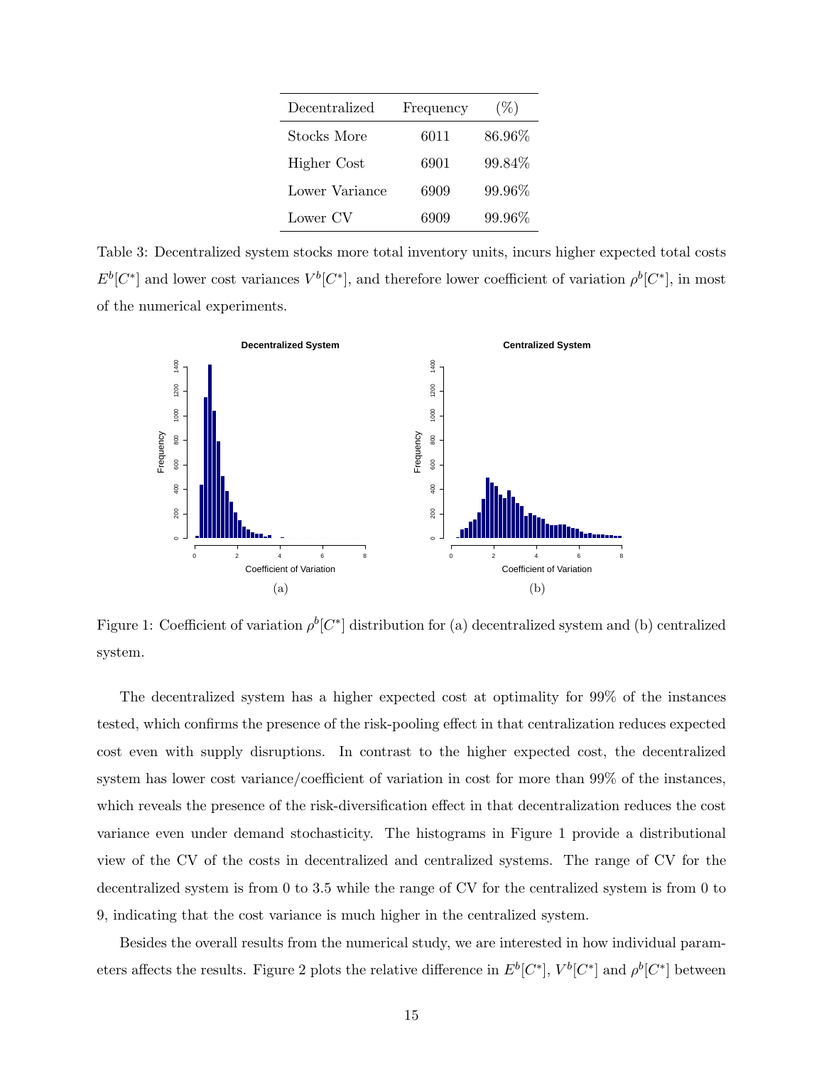| Decentralized | Frequency | (%) |
|---|---|---|
| Stocks More | 6011 | 86.96% |
| Higher Cost | 6901 | 99.84% |
| Lower Variance | 6909 | 99.96% |
| Lower CV | 6909 | 99.96% |

Table 3: Decentralized system stocks more total inventory units, incurs higher expected total costs $E^b[C^*]$ and lower cost variances $V^b[C^*]$, and therefore lower coefficient of variation $\rho^b[C^*]$, in most of the numerical experiments.

Figure 1: Coefficient of variation $\rho^b[C^*]$ distribution for (a) decentralized system and (b) centralized system.

The decentralized system has a higher expected cost at optimality for 99% of the instances tested, which confirms the presence of the risk-pooling effect in that centralization reduces expected cost even with supply disruptions. In contrast to the higher expected cost, the decentralized system has lower cost variance/coefficient of variation in cost for more than 99% of the instances, which reveals the presence of the risk-diversification effect in that decentralization reduces the cost variance even under demand stochasticity. The histograms in Figure 1 provide a distributional view of the CV of the costs in decentralized and centralized systems. The range of CV for the decentralized system is from 0 to 3.5 while the range of CV for the centralized system is from 0 to 9, indicating that the cost variance is much higher in the centralized system.

Besides the overall results from the numerical study, we are interested in how individual parameters affects the results. Figure 2 plots the relative difference in $E^b[C^*]$, $V^b[C^*]$ and $\rho^b[C^*]$ between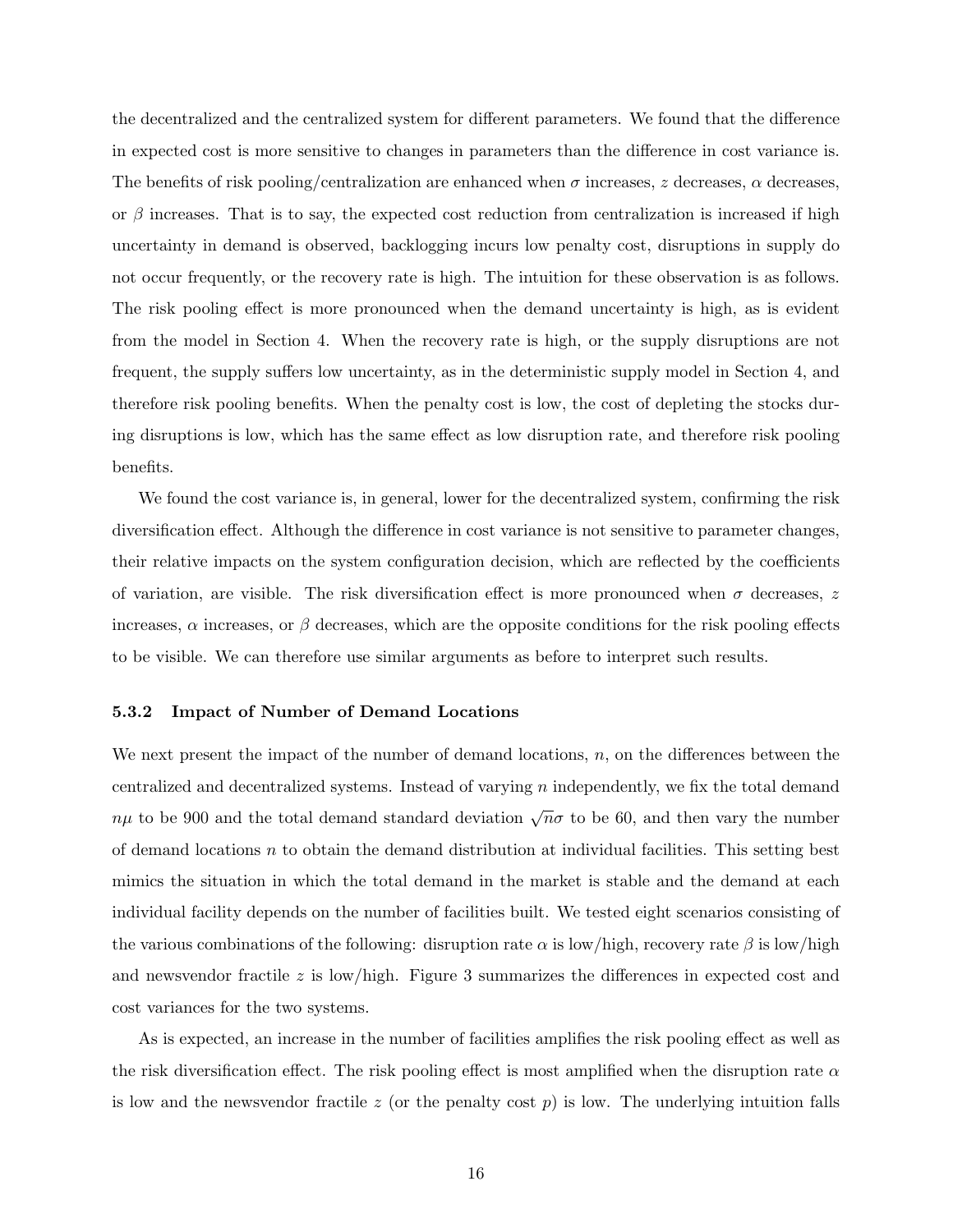the decentralized and the centralized system for different parameters. We found that the difference in expected cost is more sensitive to changes in parameters than the difference in cost variance is. The benefits of risk pooling/centralization are enhanced when $\sigma$ increases, $z$ decreases, $\alpha$ decreases, or $\beta$ increases. That is to say, the expected cost reduction from centralization is increased if high uncertainty in demand is observed, backlogging incurs low penalty cost, disruptions in supply do not occur frequently, or the recovery rate is high. The intuition for these observation is as follows. The risk pooling effect is more pronounced when the demand uncertainty is high, as is evident from the model in Section 4. When the recovery rate is high, or the supply disruptions are not frequent, the supply suffers low uncertainty, as in the deterministic supply model in Section 4, and therefore risk pooling benefits. When the penalty cost is low, the cost of depleting the stocks during disruptions is low, which has the same effect as low disruption rate, and therefore risk pooling benefits.

We found the cost variance is, in general, lower for the decentralized system, confirming the risk diversification effect. Although the difference in cost variance is not sensitive to parameter changes, their relative impacts on the system configuration decision, which are reflected by the coefficients of variation, are visible. The risk diversification effect is more pronounced when $\sigma$ decreases, $z$ increases, $\alpha$ increases, or $\beta$ decreases, which are the opposite conditions for the risk pooling effects to be visible. We can therefore use similar arguments as before to interpret such results.

### 5.3.2 Impact of Number of Demand Locations

We next present the impact of the number of demand locations, $n$, on the differences between the centralized and decentralized systems. Instead of varying $n$ independently, we fix the total demand $n\mu$ to be 900 and the total demand standard deviation $\sqrt{n}\sigma$ to be 60, and then vary the number of demand locations $n$ to obtain the demand distribution at individual facilities. This setting best mimics the situation in which the total demand in the market is stable and the demand at each individual facility depends on the number of facilities built. We tested eight scenarios consisting of the various combinations of the following: disruption rate $\alpha$ is low/high, recovery rate $\beta$ is low/high and newsvendor fractile $z$ is low/high. Figure 3 summarizes the differences in expected cost and cost variances for the two systems.

As is expected, an increase in the number of facilities amplifies the risk pooling effect as well as the risk diversification effect. The risk pooling effect is most amplified when the disruption rate $\alpha$ is low and the newsvendor fractile $z$ (or the penalty cost $p$) is low. The underlying intuition falls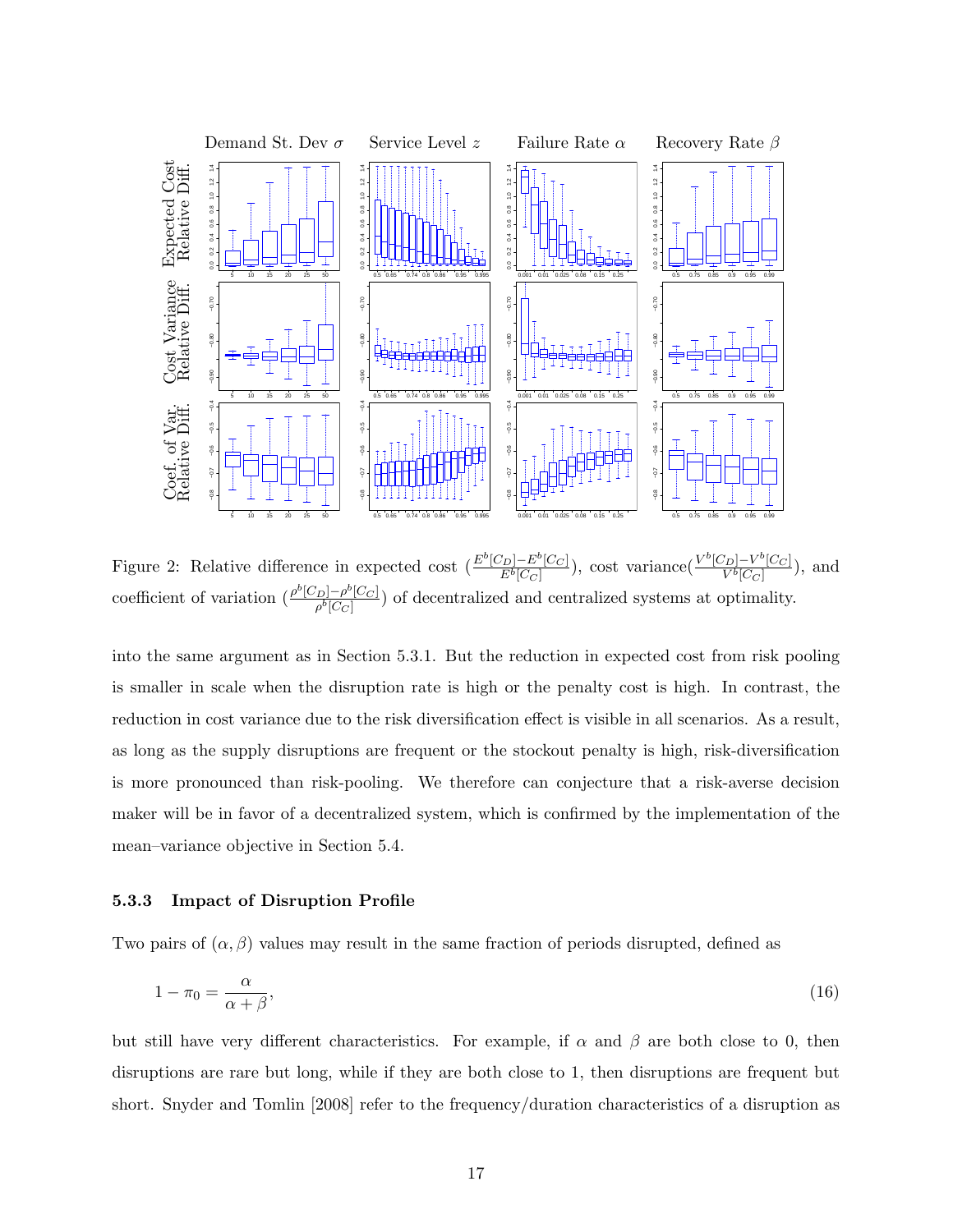Figure 2: Relative difference in expected cost ($\frac{E^b[C_D]-E^b[C_C]}{E^b[C_C]}$), cost variance($\frac{V^b[C_D]-V^b[C_C]}{V^b[C_C]}$), and coefficient of variation ($\frac{\rho^b[C_D]-\rho^b[C_C]}{\rho^b[C_C]}$) of decentralized and centralized systems at optimality.

into the same argument as in Section 5.3.1. But the reduction in expected cost from risk pooling is smaller in scale when the disruption rate is high or the penalty cost is high. In contrast, the reduction in cost variance due to the risk diversification effect is visible in all scenarios. As a result, as long as the supply disruptions are frequent or the stockout penalty is high, risk-diversification is more pronounced than risk-pooling. We therefore can conjecture that a risk-averse decision maker will be in favor of a decentralized system, which is confirmed by the implementation of the mean–variance objective in Section 5.4.

### 5.3.3 Impact of Disruption Profile

Two pairs of $(\alpha, \beta)$ values may result in the same fraction of periods disrupted, defined as

$$1 - \pi_0 = \frac{\alpha}{\alpha + \beta}, \tag{16}$$

but still have very different characteristics. For example, if $\alpha$ and $\beta$ are both close to 0, then disruptions are rare but long, while if they are both close to 1, then disruptions are frequent but short. Snyder and Tomlin [2008] refer to the frequency/duration characteristics of a disruption as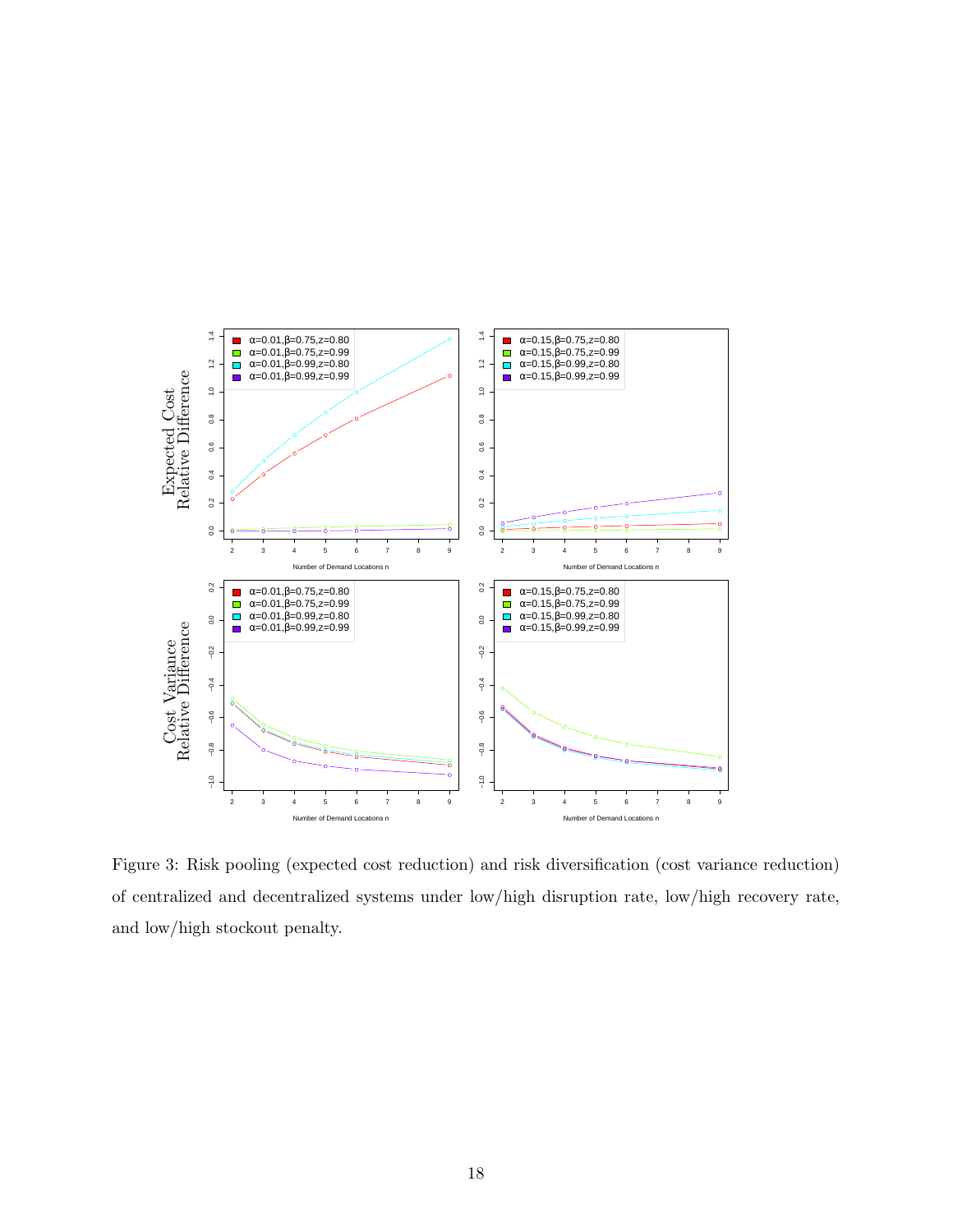Figure 3: Risk pooling (expected cost reduction) and risk diversification (cost variance reduction) of centralized and decentralized systems under low/high disruption rate, low/high recovery rate, and low/high stockout penalty.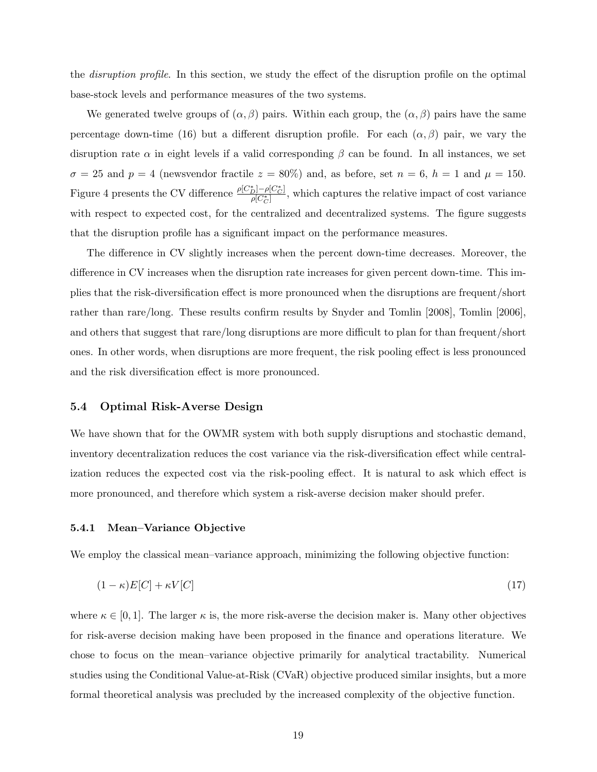the *disruption profile*. In this section, we study the effect of the disruption profile on the optimal base-stock levels and performance measures of the two systems.

We generated twelve groups of $(\alpha, \beta)$ pairs. Within each group, the $(\alpha, \beta)$ pairs have the same percentage down-time (16) but a different disruption profile. For each $(\alpha, \beta)$ pair, we vary the disruption rate $\alpha$ in eight levels if a valid corresponding $\beta$ can be found. In all instances, we set $\sigma = 25$ and $p = 4$ (newsvendor fractile $z = 80\%$) and, as before, set $n = 6$, $h = 1$ and $\mu = 150$. Figure 4 presents the CV difference $\frac{\rho[C_D^*]-\rho[C_C^*]}{\rho[C_C^*]}$, which captures the relative impact of cost variance with respect to expected cost, for the centralized and decentralized systems. The figure suggests that the disruption profile has a significant impact on the performance measures.

The difference in CV slightly increases when the percent down-time decreases. Moreover, the difference in CV increases when the disruption rate increases for given percent down-time. This implies that the risk-diversification effect is more pronounced when the disruptions are frequent/short rather than rare/long. These results confirm results by Snyder and Tomlin [2008], Tomlin [2006], and others that suggest that rare/long disruptions are more difficult to plan for than frequent/short ones. In other words, when disruptions are more frequent, the risk pooling effect is less pronounced and the risk diversification effect is more pronounced.

## 5.4 Optimal Risk-Averse Design

We have shown that for the OWMR system with both supply disruptions and stochastic demand, inventory decentralization reduces the cost variance via the risk-diversification effect while centralization reduces the expected cost via the risk-pooling effect. It is natural to ask which effect is more pronounced, and therefore which system a risk-averse decision maker should prefer.

### 5.4.1 Mean–Variance Objective

We employ the classical mean–variance approach, minimizing the following objective function:

$$(1-\kappa)E[C] + \kappa V[C] \tag{17}$$

where $\kappa \in [0, 1]$. The larger $\kappa$ is, the more risk-averse the decision maker is. Many other objectives for risk-averse decision making have been proposed in the finance and operations literature. We chose to focus on the mean–variance objective primarily for analytical tractability. Numerical studies using the Conditional Value-at-Risk (CVaR) objective produced similar insights, but a more formal theoretical analysis was precluded by the increased complexity of the objective function.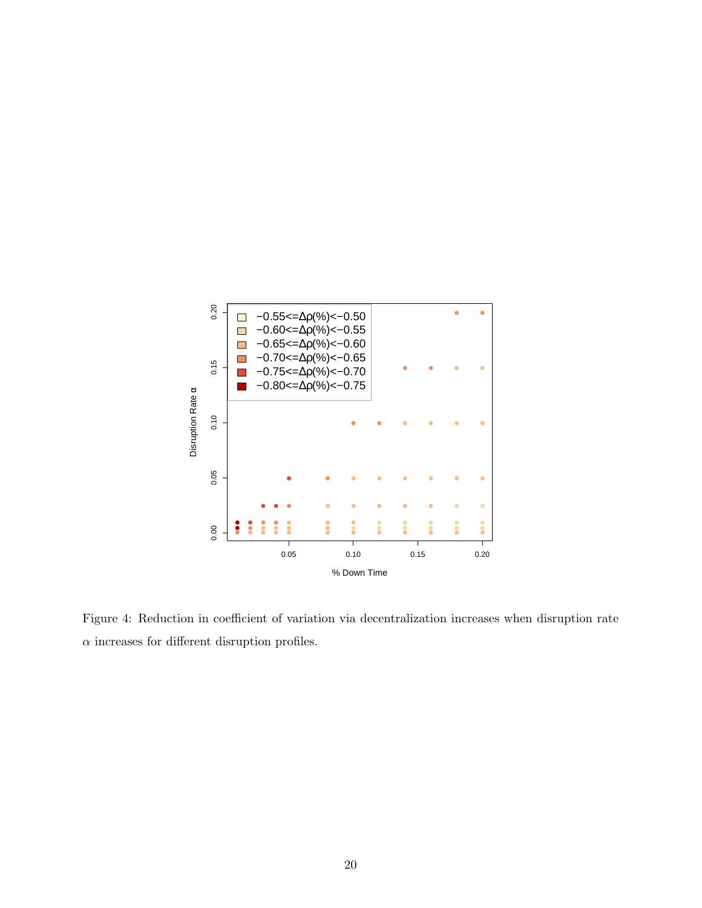Figure 4: Reduction in coefficient of variation via decentralization increases when disruption rate $\alpha$ increases for different disruption profiles.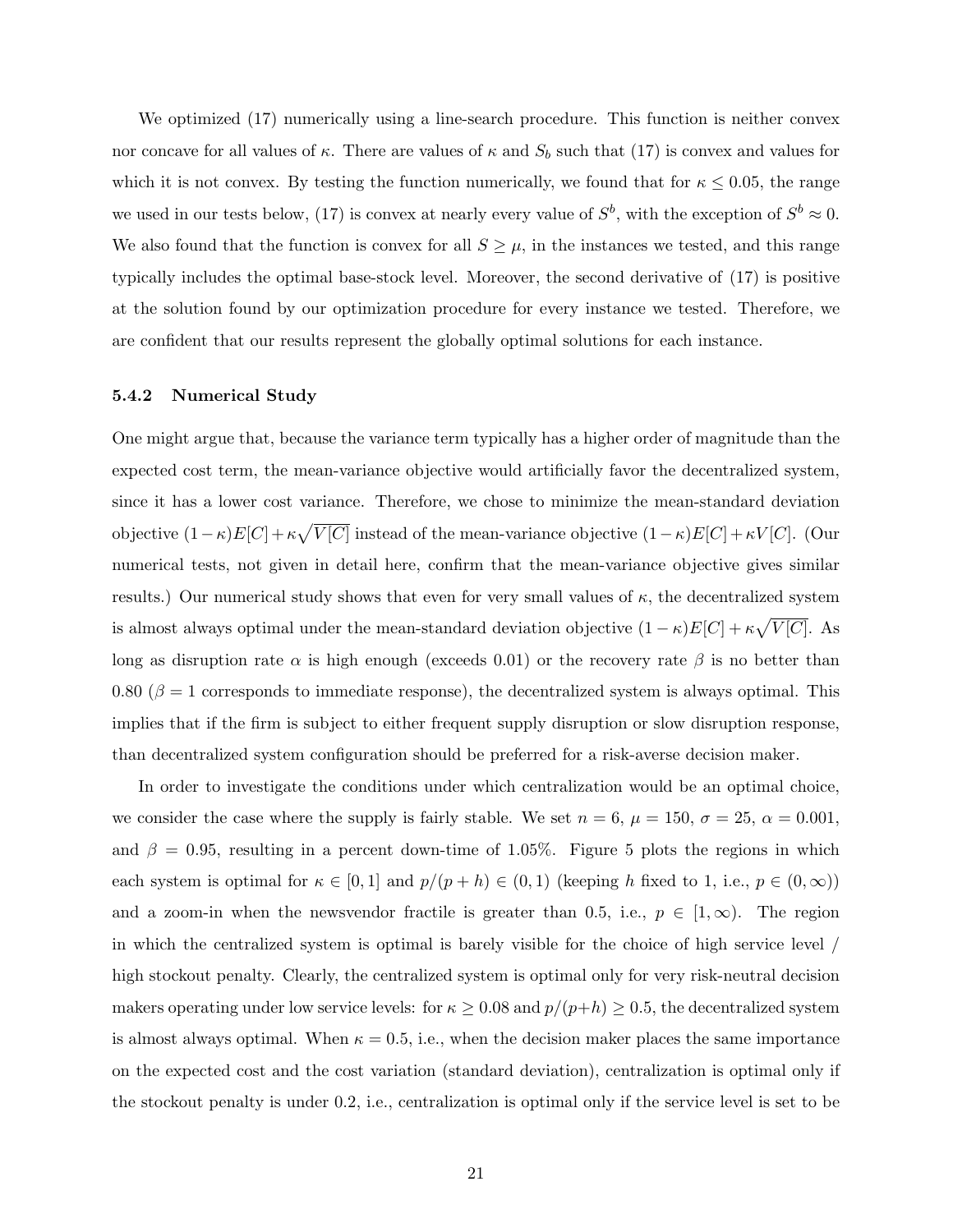We optimized (17) numerically using a line-search procedure. This function is neither convex nor concave for all values of $\kappa$. There are values of $\kappa$ and $S_b$ such that (17) is convex and values for which it is not convex. By testing the function numerically, we found that for $\kappa \leq 0.05$, the range we used in our tests below, (17) is convex at nearly every value of $S^b$, with the exception of $S^b \approx 0$. We also found that the function is convex for all $S \geq \mu$, in the instances we tested, and this range typically includes the optimal base-stock level. Moreover, the second derivative of (17) is positive at the solution found by our optimization procedure for every instance we tested. Therefore, we are confident that our results represent the globally optimal solutions for each instance.

### 5.4.2 Numerical Study

One might argue that, because the variance term typically has a higher order of magnitude than the expected cost term, the mean-variance objective would artificially favor the decentralized system, since it has a lower cost variance. Therefore, we chose to minimize the mean-standard deviation objective $(1-\kappa)E[C]+\kappa\sqrt{V[C]}$ instead of the mean-variance objective $(1-\kappa)E[C]+\kappa V[C]$. (Our numerical tests, not given in detail here, confirm that the mean-variance objective gives similar results.) Our numerical study shows that even for very small values of $\kappa$, the decentralized system is almost always optimal under the mean-standard deviation objective $(1-\kappa)E[C]+\kappa\sqrt{V[C]}$. As long as disruption rate $\alpha$ is high enough (exceeds 0.01) or the recovery rate $\beta$ is no better than 0.80 ($\beta = 1$ corresponds to immediate response), the decentralized system is always optimal. This implies that if the firm is subject to either frequent supply disruption or slow disruption response, than decentralized system configuration should be preferred for a risk-averse decision maker.

In order to investigate the conditions under which centralization would be an optimal choice, we consider the case where the supply is fairly stable. We set $n = 6$, $\mu = 150$, $\sigma = 25$, $\alpha = 0.001$, and $\beta = 0.95$, resulting in a percent down-time of 1.05%. Figure 5 plots the regions in which each system is optimal for $\kappa \in [0, 1]$ and $p/(p + h) \in (0, 1)$ (keeping $h$ fixed to 1, i.e., $p \in (0, \infty)$) and a zoom-in when the newsvendor fractile is greater than 0.5, i.e., $p \in [1, \infty)$. The region in which the centralized system is optimal is barely visible for the choice of high service level / high stockout penalty. Clearly, the centralized system is optimal only for very risk-neutral decision makers operating under low service levels: for $\kappa \geq 0.08$ and $p/(p+h) \geq 0.5$, the decentralized system is almost always optimal. When $\kappa = 0.5$, i.e., when the decision maker places the same importance on the expected cost and the cost variation (standard deviation), centralization is optimal only if the stockout penalty is under 0.2, i.e., centralization is optimal only if the service level is set to be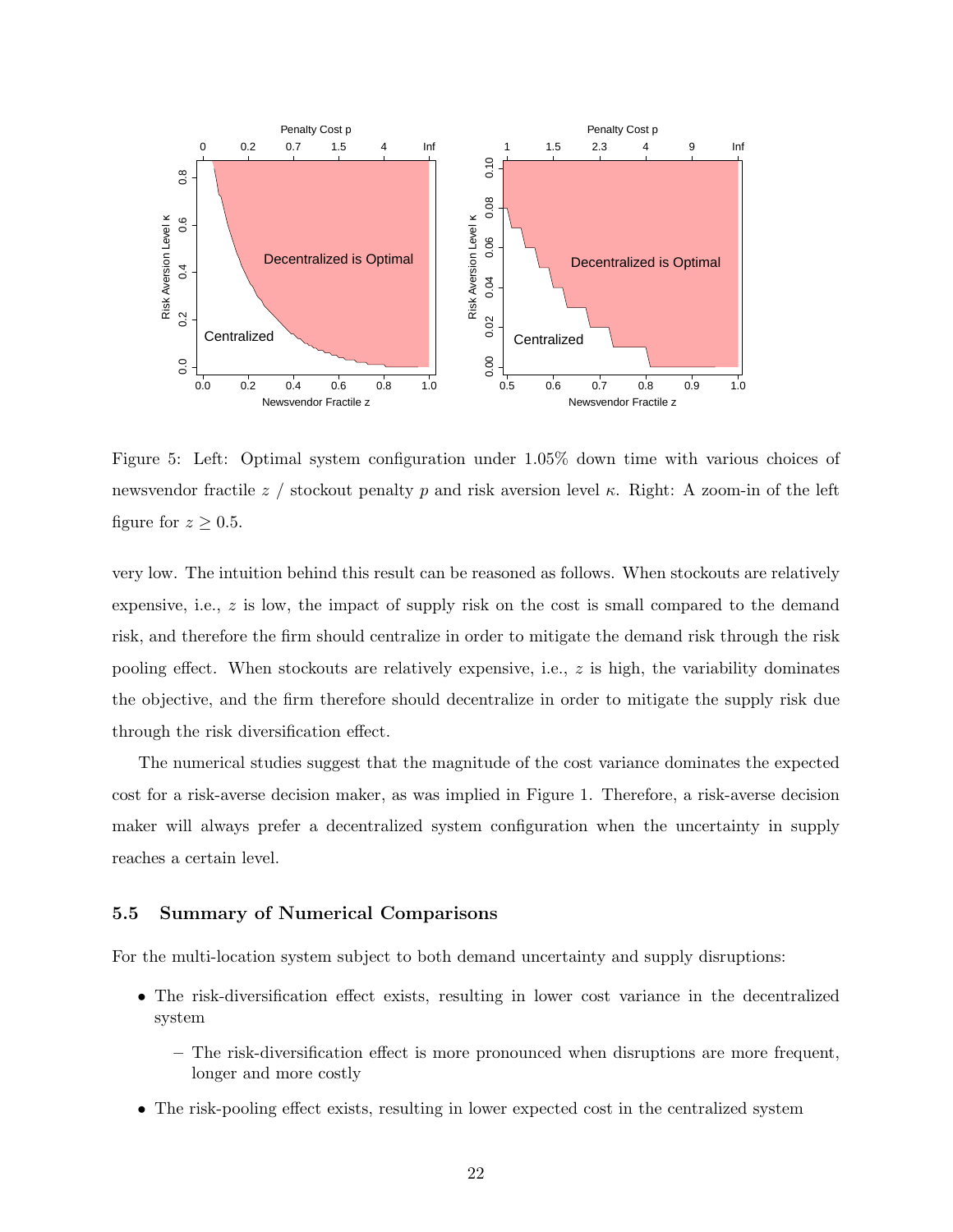Figure 5: Left: Optimal system configuration under 1.05% down time with various choices of newsvendor fractile $z$ / stockout penalty $p$ and risk aversion level $\kappa$. Right: A zoom-in of the left figure for $z \geq 0.5$.

very low. The intuition behind this result can be reasoned as follows. When stockouts are relatively expensive, i.e., $z$ is low, the impact of supply risk on the cost is small compared to the demand risk, and therefore the firm should centralize in order to mitigate the demand risk through the risk pooling effect. When stockouts are relatively expensive, i.e., $z$ is high, the variability dominates the objective, and the firm therefore should decentralize in order to mitigate the supply risk due through the risk diversification effect.

The numerical studies suggest that the magnitude of the cost variance dominates the expected cost for a risk-averse decision maker, as was implied in Figure 1. Therefore, a risk-averse decision maker will always prefer a decentralized system configuration when the uncertainty in supply reaches a certain level.

### 5.5 Summary of Numerical Comparisons

For the multi-location system subject to both demand uncertainty and supply disruptions:

- The risk-diversification effect exists, resulting in lower cost variance in the decentralized system
  - The risk-diversification effect is more pronounced when disruptions are more frequent, longer and more costly
- The risk-pooling effect exists, resulting in lower expected cost in the centralized system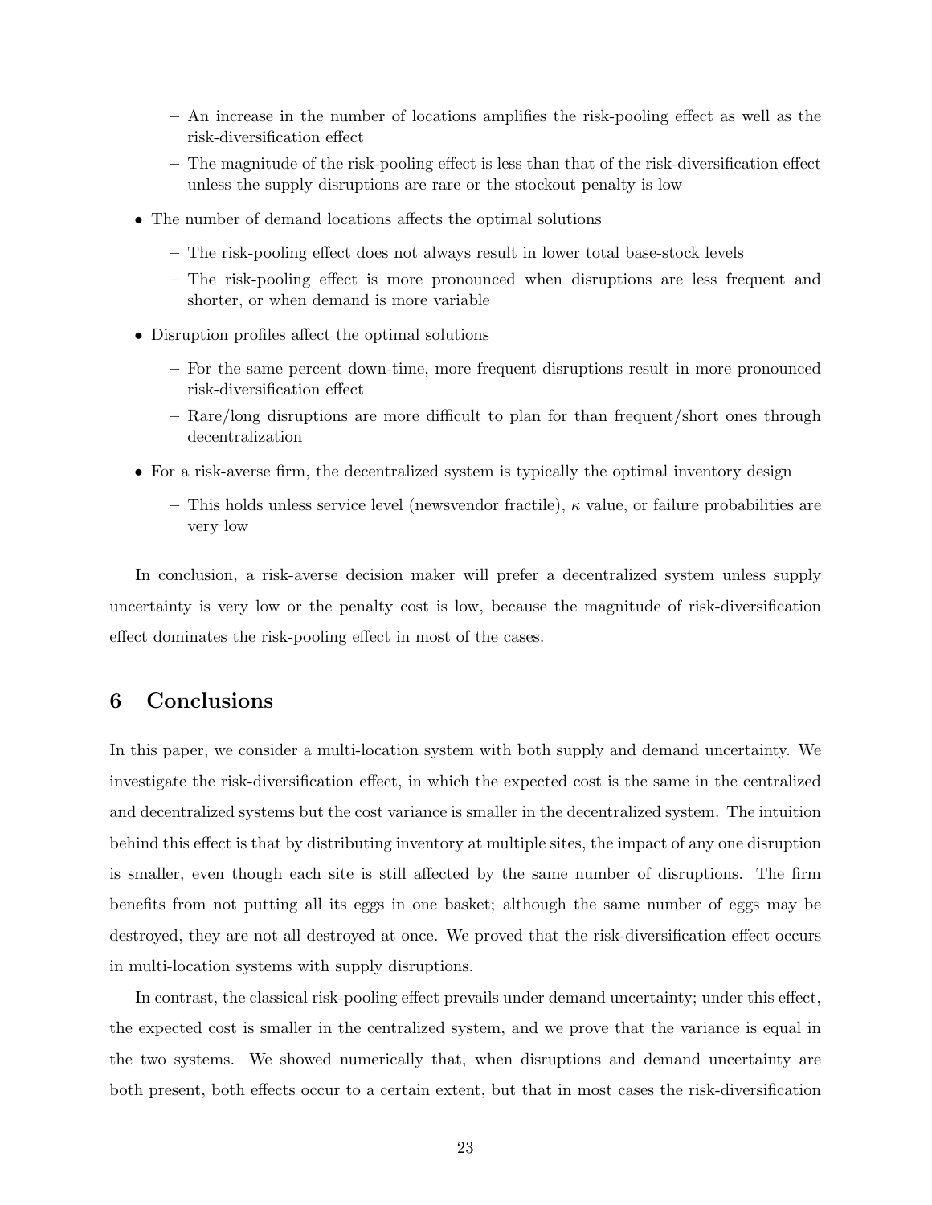- An increase in the number of locations amplifies the risk-pooling effect as well as the risk-diversification effect
  - The magnitude of the risk-pooling effect is less than that of the risk-diversification effect unless the supply disruptions are rare or the stockout penalty is low
- The number of demand locations affects the optimal solutions
  - The risk-pooling effect does not always result in lower total base-stock levels
  - The risk-pooling effect is more pronounced when disruptions are less frequent and shorter, or when demand is more variable
- Disruption profiles affect the optimal solutions
  - For the same percent down-time, more frequent disruptions result in more pronounced risk-diversification effect
  - Rare/long disruptions are more difficult to plan for than frequent/short ones through decentralization
- For a risk-averse firm, the decentralized system is typically the optimal inventory design
  - This holds unless service level (newsvendor fractile), $\kappa$ value, or failure probabilities are very low

In conclusion, a risk-averse decision maker will prefer a decentralized system unless supply uncertainty is very low or the penalty cost is low, because the magnitude of risk-diversification effect dominates the risk-pooling effect in most of the cases.

# 6 Conclusions

In this paper, we consider a multi-location system with both supply and demand uncertainty. We investigate the risk-diversification effect, in which the expected cost is the same in the centralized and decentralized systems but the cost variance is smaller in the decentralized system. The intuition behind this effect is that by distributing inventory at multiple sites, the impact of any one disruption is smaller, even though each site is still affected by the same number of disruptions. The firm benefits from not putting all its eggs in one basket; although the same number of eggs may be destroyed, they are not all destroyed at once. We proved that the risk-diversification effect occurs in multi-location systems with supply disruptions.

In contrast, the classical risk-pooling effect prevails under demand uncertainty; under this effect, the expected cost is smaller in the centralized system, and we prove that the variance is equal in the two systems. We showed numerically that, when disruptions and demand uncertainty are both present, both effects occur to a certain extent, but that in most cases the risk-diversification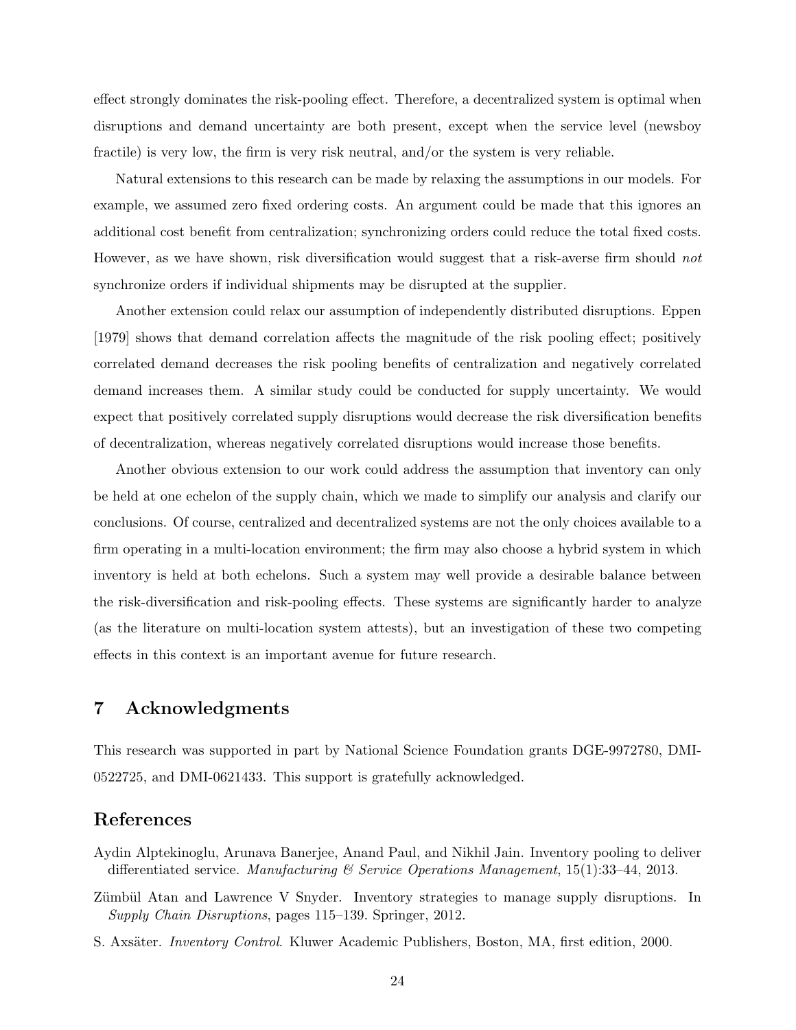effect strongly dominates the risk-pooling effect. Therefore, a decentralized system is optimal when disruptions and demand uncertainty are both present, except when the service level (newsboy fractile) is very low, the firm is very risk neutral, and/or the system is very reliable.

Natural extensions to this research can be made by relaxing the assumptions in our models. For example, we assumed zero fixed ordering costs. An argument could be made that this ignores an additional cost benefit from centralization; synchronizing orders could reduce the total fixed costs. However, as we have shown, risk diversification would suggest that a risk-averse firm should *not* synchronize orders if individual shipments may be disrupted at the supplier.

Another extension could relax our assumption of independently distributed disruptions. Eppen [1979] shows that demand correlation affects the magnitude of the risk pooling effect; positively correlated demand decreases the risk pooling benefits of centralization and negatively correlated demand increases them. A similar study could be conducted for supply uncertainty. We would expect that positively correlated supply disruptions would decrease the risk diversification benefits of decentralization, whereas negatively correlated disruptions would increase those benefits.

Another obvious extension to our work could address the assumption that inventory can only be held at one echelon of the supply chain, which we made to simplify our analysis and clarify our conclusions. Of course, centralized and decentralized systems are not the only choices available to a firm operating in a multi-location environment; the firm may also choose a hybrid system in which inventory is held at both echelons. Such a system may well provide a desirable balance between the risk-diversification and risk-pooling effects. These systems are significantly harder to analyze (as the literature on multi-location system attests), but an investigation of these two competing effects in this context is an important avenue for future research.

## 7 Acknowledgments

This research was supported in part by National Science Foundation grants DGE-9972780, DMI-0522725, and DMI-0621433. This support is gratefully acknowledged.

## References

Aydin Alptekinoglu, Arunava Banerjee, Anand Paul, and Nikhil Jain. Inventory pooling to deliver differentiated service. *Manufacturing & Service Operations Management*, 15(1):33–44, 2013.

Zümbül Atan and Lawrence V Snyder. Inventory strategies to manage supply disruptions. In *Supply Chain Disruptions*, pages 115–139. Springer, 2012.

S. Axsäter. *Inventory Control*. Kluwer Academic Publishers, Boston, MA, first edition, 2000.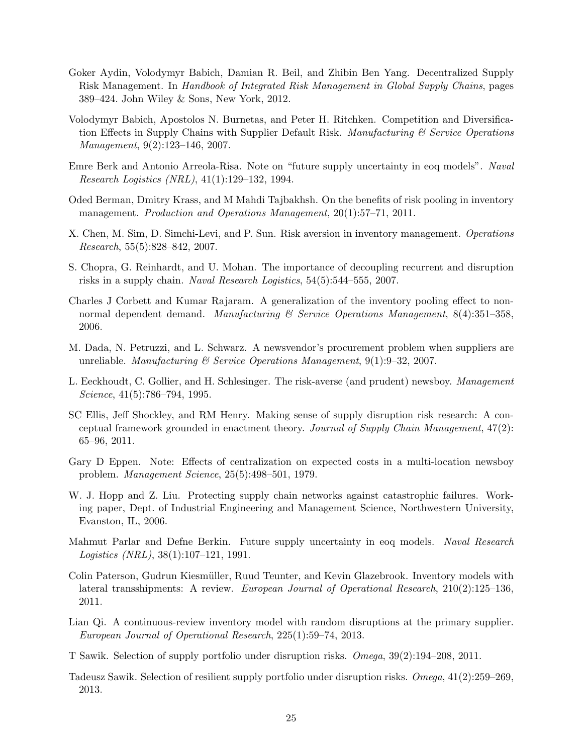Goker Aydin, Volodymyr Babich, Damian R. Beil, and Zhibin Ben Yang. Decentralized Supply Risk Management. In *Handbook of Integrated Risk Management in Global Supply Chains*, pages 389–424. John Wiley & Sons, New York, 2012.

Volodymyr Babich, Apostolos N. Burnetas, and Peter H. Ritchken. Competition and Diversification Effects in Supply Chains with Supplier Default Risk. *Manufacturing & Service Operations Management*, 9(2):123–146, 2007.

Emre Berk and Antonio Arreola-Risa. Note on "future supply uncertainty in eoq models". *Naval Research Logistics (NRL)*, 41(1):129–132, 1994.

Oded Berman, Dmitry Krass, and M Mahdi Tajbakhsh. On the benefits of risk pooling in inventory management. *Production and Operations Management*, 20(1):57–71, 2011.

X. Chen, M. Sim, D. Simchi-Levi, and P. Sun. Risk aversion in inventory management. *Operations Research*, 55(5):828–842, 2007.

S. Chopra, G. Reinhardt, and U. Mohan. The importance of decoupling recurrent and disruption risks in a supply chain. *Naval Research Logistics*, 54(5):544–555, 2007.

Charles J Corbett and Kumar Rajaram. A generalization of the inventory pooling effect to non-normal dependent demand. *Manufacturing & Service Operations Management*, 8(4):351–358, 2006.

M. Dada, N. Petruzzi, and L. Schwarz. A newsvendor's procurement problem when suppliers are unreliable. *Manufacturing & Service Operations Management*, 9(1):9–32, 2007.

L. Eeckhoudt, C. Gollier, and H. Schlesinger. The risk-averse (and prudent) newsboy. *Management Science*, 41(5):786–794, 1995.

SC Ellis, Jeff Shockley, and RM Henry. Making sense of supply disruption risk research: A conceptual framework grounded in enactment theory. *Journal of Supply Chain Management*, 47(2): 65–96, 2011.

Gary D Eppen. Note: Effects of centralization on expected costs in a multi-location newsboy problem. *Management Science*, 25(5):498–501, 1979.

W. J. Hopp and Z. Liu. Protecting supply chain networks against catastrophic failures. Working paper, Dept. of Industrial Engineering and Management Science, Northwestern University, Evanston, IL, 2006.

Mahmut Parlar and Defne Berkin. Future supply uncertainty in eoq models. *Naval Research Logistics (NRL)*, 38(1):107–121, 1991.

Colin Paterson, Gudrun Kiesmüller, Ruud Teunter, and Kevin Glazebrook. Inventory models with lateral transshipments: A review. *European Journal of Operational Research*, 210(2):125–136, 2011.

Lian Qi. A continuous-review inventory model with random disruptions at the primary supplier. *European Journal of Operational Research*, 225(1):59–74, 2013.

T Sawik. Selection of supply portfolio under disruption risks. *Omega*, 39(2):194–208, 2011.

Tadeusz Sawik. Selection of resilient supply portfolio under disruption risks. *Omega*, 41(2):259–269, 2013.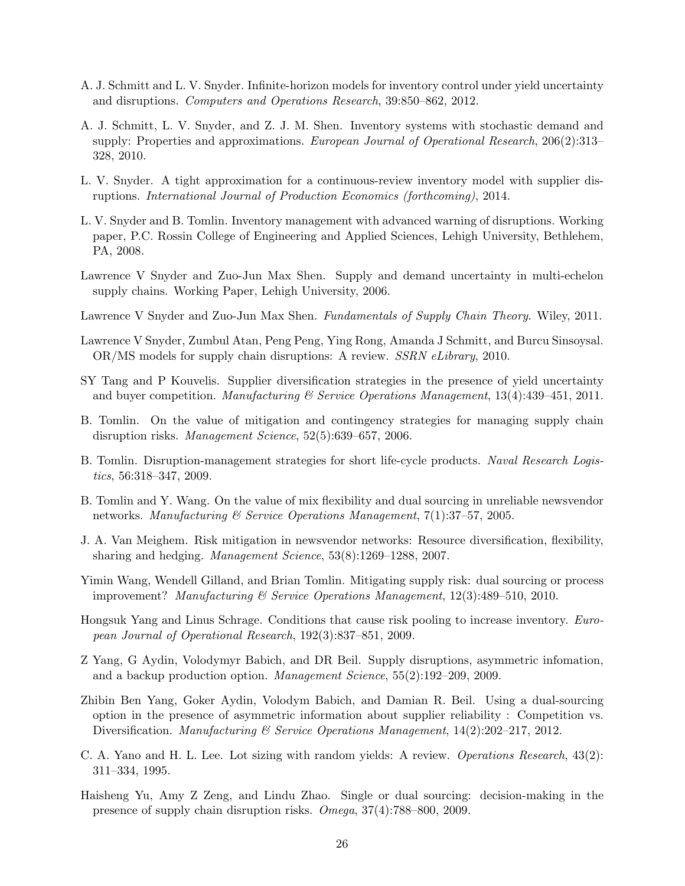A. J. Schmitt and L. V. Snyder. Infinite-horizon models for inventory control under yield uncertainty and disruptions. *Computers and Operations Research*, 39:850–862, 2012.

A. J. Schmitt, L. V. Snyder, and Z. J. M. Shen. Inventory systems with stochastic demand and supply: Properties and approximations. *European Journal of Operational Research*, 206(2):313–328, 2010.

L. V. Snyder. A tight approximation for a continuous-review inventory model with supplier disruptions. *International Journal of Production Economics (forthcoming)*, 2014.

L. V. Snyder and B. Tomlin. Inventory management with advanced warning of disruptions. Working paper, P.C. Rossin College of Engineering and Applied Sciences, Lehigh University, Bethlehem, PA, 2008.

Lawrence V Snyder and Zuo-Jun Max Shen. Supply and demand uncertainty in multi-echelon supply chains. Working Paper, Lehigh University, 2006.

Lawrence V Snyder and Zuo-Jun Max Shen. *Fundamentals of Supply Chain Theory*. Wiley, 2011.

Lawrence V Snyder, Zumbul Atan, Peng Peng, Ying Rong, Amanda J Schmitt, and Burcu Sinsoysal. OR/MS models for supply chain disruptions: A review. *SSRN eLibrary*, 2010.

SY Tang and P Kouvelis. Supplier diversification strategies in the presence of yield uncertainty and buyer competition. *Manufacturing & Service Operations Management*, 13(4):439–451, 2011.

B. Tomlin. On the value of mitigation and contingency strategies for managing supply chain disruption risks. *Management Science*, 52(5):639–657, 2006.

B. Tomlin. Disruption-management strategies for short life-cycle products. *Naval Research Logistics*, 56:318–347, 2009.

B. Tomlin and Y. Wang. On the value of mix flexibility and dual sourcing in unreliable newsvendor networks. *Manufacturing & Service Operations Management*, 7(1):37–57, 2005.

J. A. Van Meighem. Risk mitigation in newsvendor networks: Resource diversification, flexibility, sharing and hedging. *Management Science*, 53(8):1269–1288, 2007.

Yimin Wang, Wendell Gilland, and Brian Tomlin. Mitigating supply risk: dual sourcing or process improvement? *Manufacturing & Service Operations Management*, 12(3):489–510, 2010.

Hongsuk Yang and Linus Schrage. Conditions that cause risk pooling to increase inventory. *European Journal of Operational Research*, 192(3):837–851, 2009.

Z Yang, G Aydin, Volodymyr Babich, and DR Beil. Supply disruptions, asymmetric infomation, and a backup production option. *Management Science*, 55(2):192–209, 2009.

Zhibin Ben Yang, Goker Aydin, Volodym Babich, and Damian R. Beil. Using a dual-sourcing option in the presence of asymmetric information about supplier reliability : Competition vs. Diversification. *Manufacturing & Service Operations Management*, 14(2):202–217, 2012.

C. A. Yano and H. L. Lee. Lot sizing with random yields: A review. *Operations Research*, 43(2): 311–334, 1995.

Haisheng Yu, Amy Z Zeng, and Lindu Zhao. Single or dual sourcing: decision-making in the presence of supply chain disruption risks. *Omega*, 37(4):788–800, 2009.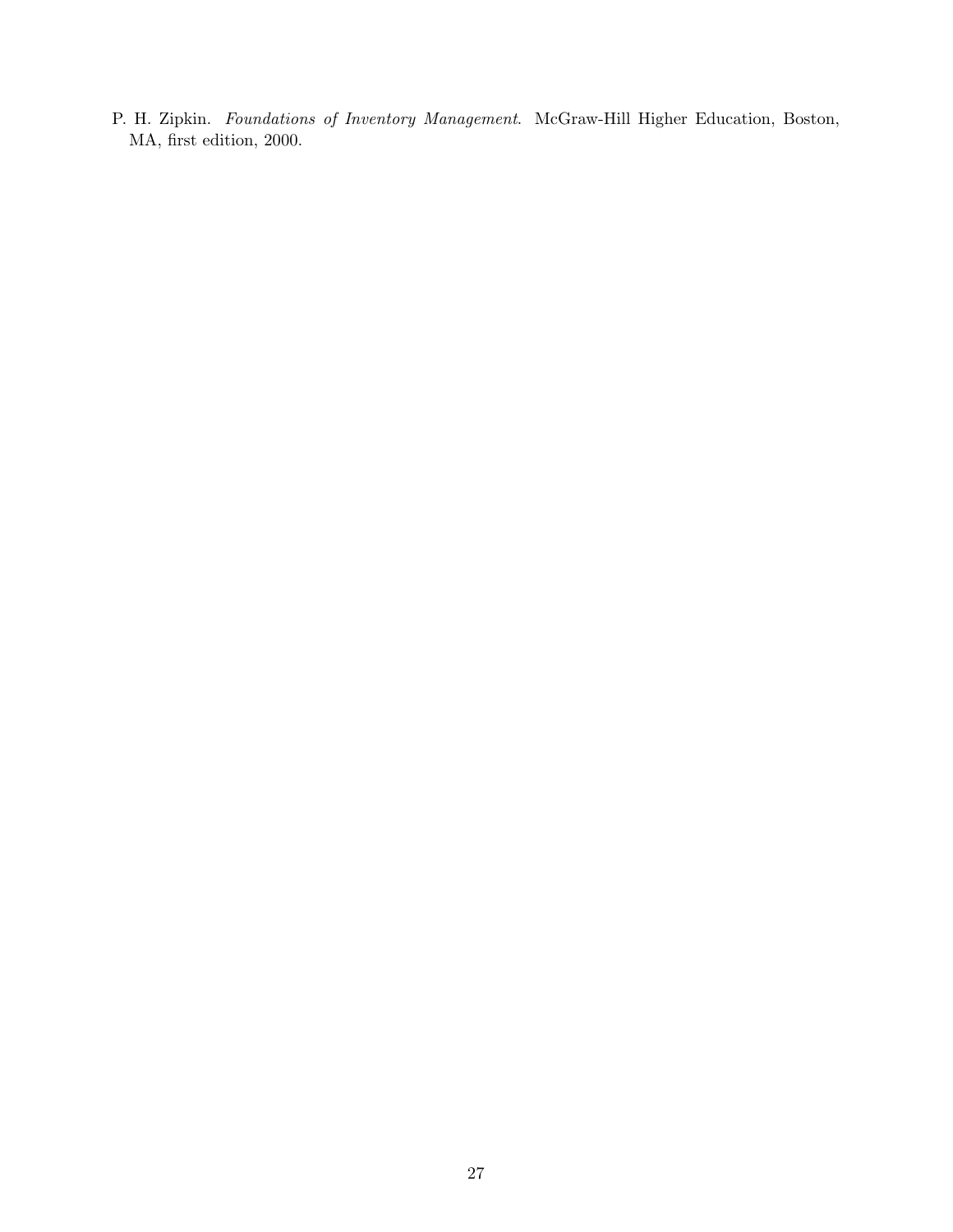P. H. Zipkin. *Foundations of Inventory Management*. McGraw-Hill Higher Education, Boston, MA, first edition, 2000.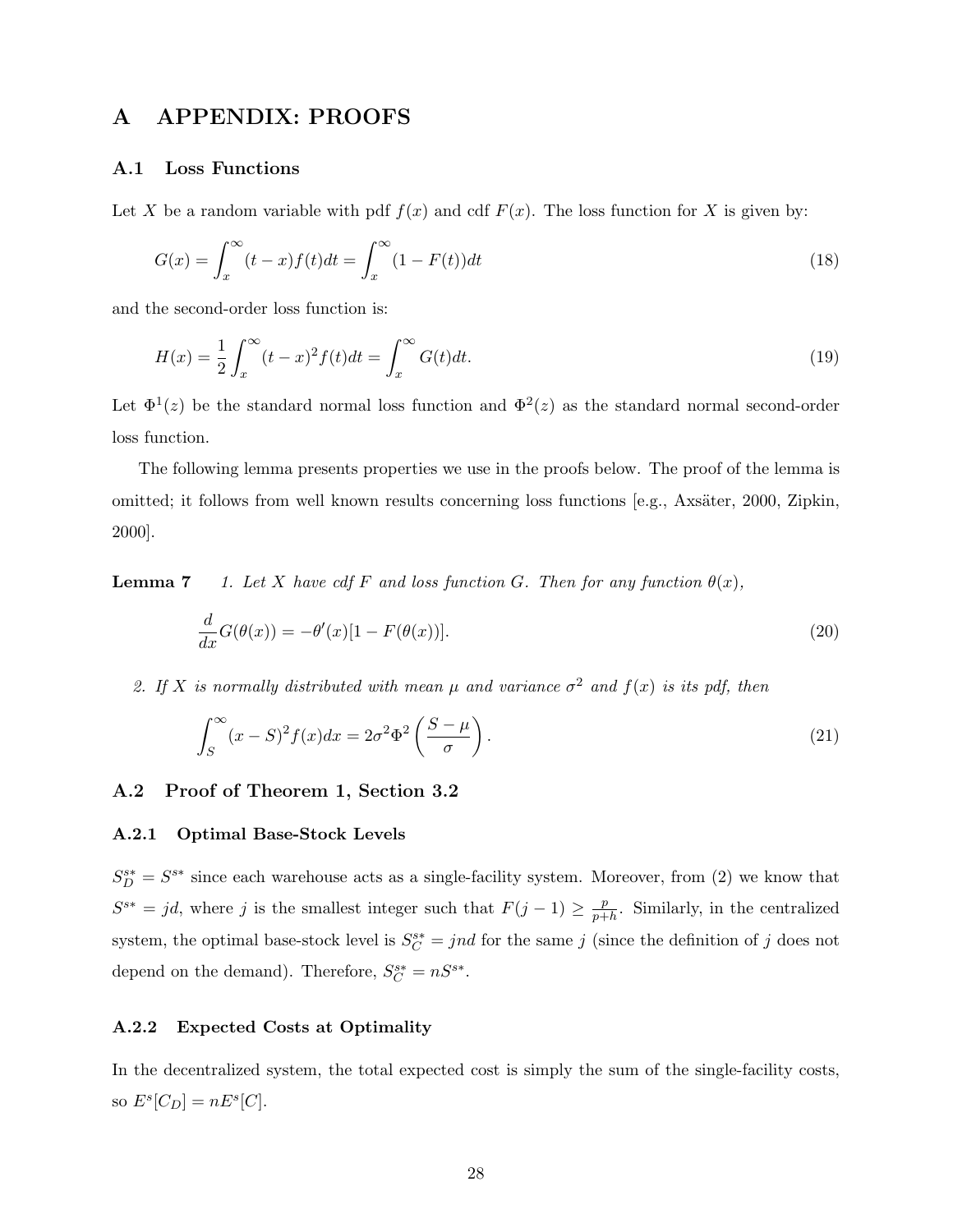# A APPENDIX: PROOFS

## A.1 Loss Functions

Let $X$ be a random variable with pdf $f(x)$ and cdf $F(x)$. The loss function for $X$ is given by:

$$G(x) = \int_x^\infty (t - x) f(t) dt = \int_x^\infty (1 - F(t)) dt \tag{18}$$

and the second-order loss function is:

$$H(x) = \frac{1}{2} \int_x^\infty (t - x)^2 f(t) dt = \int_x^\infty G(t) dt. \tag{19}$$

Let $\Phi^1(z)$ be the standard normal loss function and $\Phi^2(z)$ as the standard normal second-order loss function.

The following lemma presents properties we use in the proofs below. The proof of the lemma is omitted; it follows from well known results concerning loss functions [e.g., Axsäter, 2000, Zipkin, 2000].

**Lemma 7** *1. Let $X$ have cdf $F$ and loss function $G$. Then for any function $\theta(x)$,*

$$\frac{d}{dx} G(\theta(x)) = -\theta'(x)[1 - F(\theta(x))]. \tag{20}$$

*2. If $X$ is normally distributed with mean $\mu$ and variance $\sigma^2$ and $f(x)$ is its pdf, then*

$$\int_S^\infty (x - S)^2 f(x) dx = 2\sigma^2 \Phi^2 \left( \frac{S - \mu}{\sigma} \right). \tag{21}$$

## A.2 Proof of Theorem 1, Section 3.2

### A.2.1 Optimal Base-Stock Levels

$S_D^{s*} = S^{s*}$ since each warehouse acts as a single-facility system. Moreover, from (2) we know that $S^{s*} = jd$, where $j$ is the smallest integer such that $F(j-1) \geq \frac{p}{p+h}$. Similarly, in the centralized system, the optimal base-stock level is $S_C^{s*} = jnd$ for the same $j$ (since the definition of $j$ does not depend on the demand). Therefore, $S_C^{s*} = nS^{s*}$.

### A.2.2 Expected Costs at Optimality

In the decentralized system, the total expected cost is simply the sum of the single-facility costs, so $E^s[C_D] = nE^s[C]$.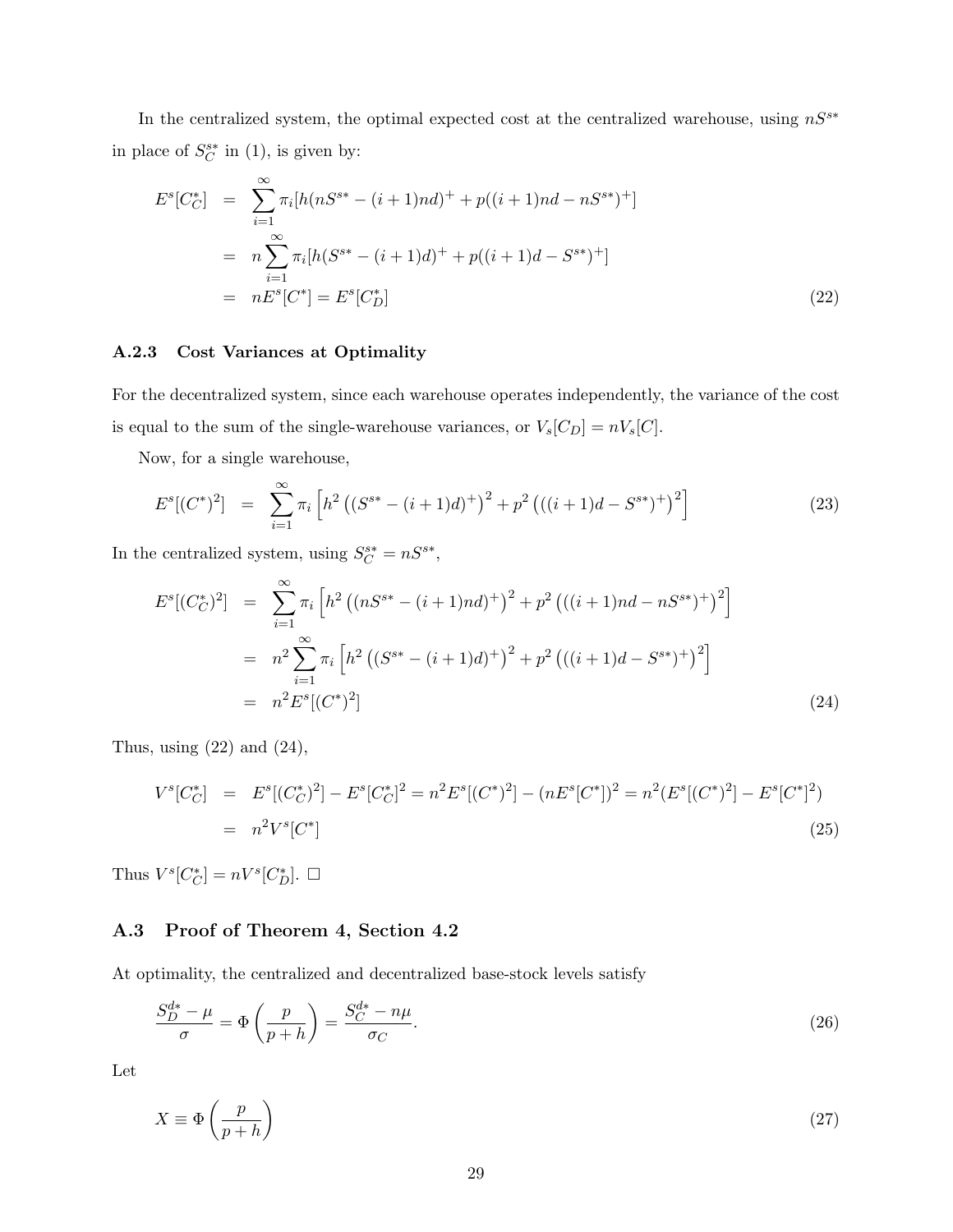In the centralized system, the optimal expected cost at the centralized warehouse, using $nS^{s*}$ in place of $S_C^{s*}$ in (1), is given by:

$$
\begin{aligned}
E^s[C_C^*] &= \sum_{i=1}^{\infty} \pi_i [h(nS^{s*} - (i+1)nd)^+ + p((i+1)nd - nS^{s*})^+] \\
&= n \sum_{i=1}^{\infty} \pi_i [h(S^{s*} - (i+1)d)^+ + p((i+1)d - S^{s*})^+] \\
&= nE^s[C^*] = E^s[C_D^*]
\end{aligned}
\tag{22}
$$

### A.2.3 Cost Variances at Optimality

For the decentralized system, since each warehouse operates independently, the variance of the cost is equal to the sum of the single-warehouse variances, or $V_s[C_D] = nV_s[C]$.

Now, for a single warehouse,

$$
E^s[(C^*)^2] = \sum_{i=1}^{\infty} \pi_i \left[ h^2 \left( (S^{s*} - (i+1)d)^+ \right)^2 + p^2 \left( ((i+1)d - S^{s*})^+ \right)^2 \right]
\tag{23}
$$

In the centralized system, using $S_C^{s*} = nS^{s*}$,

$$
\begin{aligned}
E^s[(C_C^*)^2] &= \sum_{i=1}^{\infty} \pi_i \left[ h^2 \left( (nS^{s*} - (i+1)nd)^+ \right)^2 + p^2 \left( ((i+1)nd - nS^{s*})^+ \right)^2 \right] \\
&= n^2 \sum_{i=1}^{\infty} \pi_i \left[ h^2 \left( (S^{s*} - (i+1)d)^+ \right)^2 + p^2 \left( ((i+1)d - S^{s*})^+ \right)^2 \right] \\
&= n^2 E^s[(C^*)^2]
\end{aligned}
\tag{24}
$$

Thus, using (22) and (24),

$$
\begin{aligned}
V^s[C_C^*] &= E^s[(C_C^*)^2] - E^s[C_C^*]^2 = n^2 E^s[(C^*)^2] - (nE^s[C^*])^2 = n^2(E^s[(C^*)^2] - E^s[C^*]^2) \\
&= n^2 V^s[C^*]
\end{aligned}
\tag{25}
$$

Thus $V^s[C_C^*] = nV^s[C_D^*]$. $\square$

## A.3 Proof of Theorem 4, Section 4.2

At optimality, the centralized and decentralized base-stock levels satisfy

$$
\frac{S_D^{d*} - \mu}{\sigma} = \Phi\left(\frac{p}{p+h}\right) = \frac{S_C^{d*} - n\mu}{\sigma_C}.
\tag{26}
$$

Let

$$
X \equiv \Phi\left(\frac{p}{p+h}\right)
\tag{27}
$$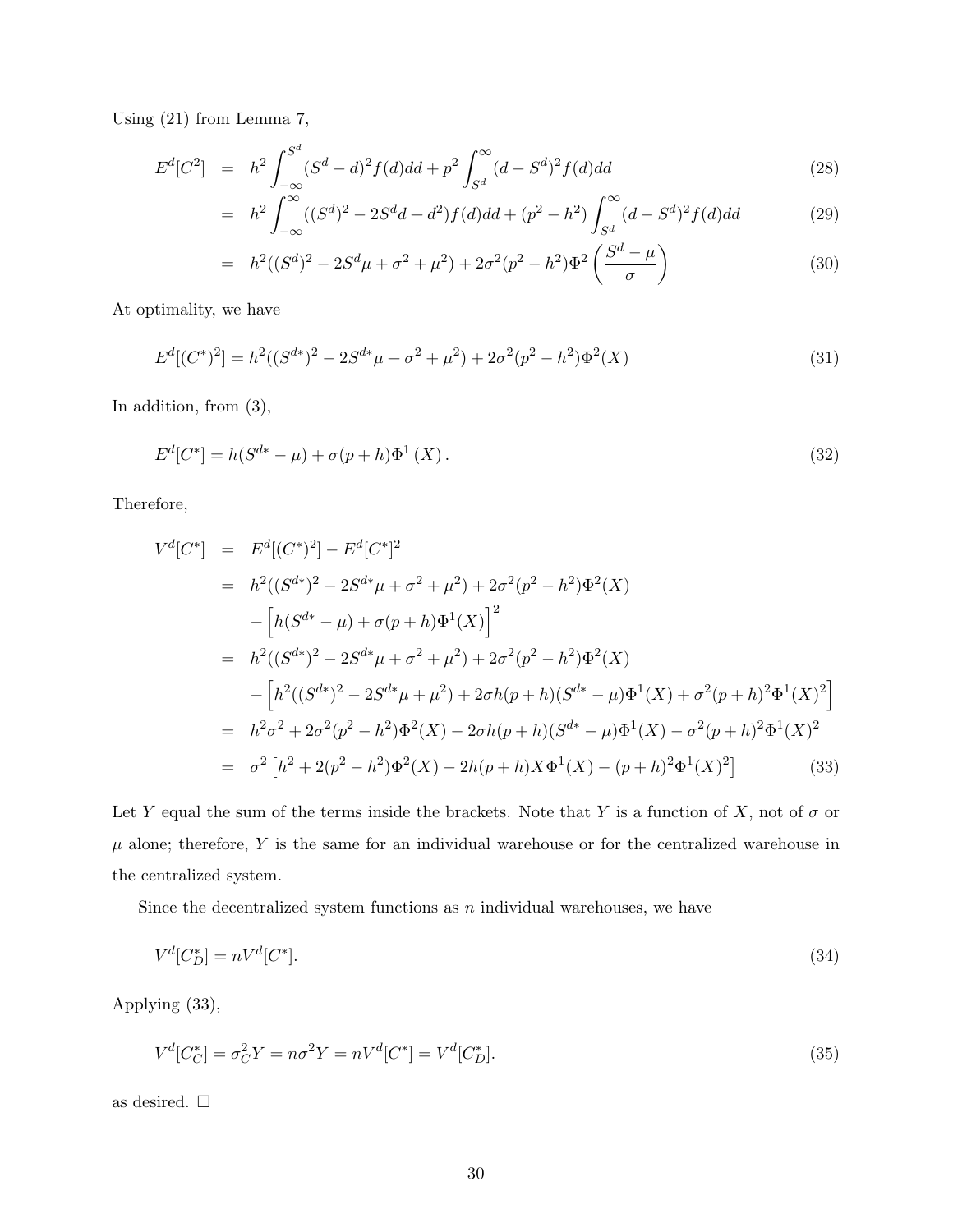Using (21) from Lemma 7,

$$
\begin{aligned}
E^d[C^2] &= h^2 \int_{-\infty}^{S^d} (S^d - d)^2 f(d)dd + p^2 \int_{S^d}^{\infty} (d - S^d)^2 f(d)dd & (28)\\
&= h^2 \int_{-\infty}^{\infty} ((S^d)^2 - 2S^d d + d^2) f(d)dd + (p^2 - h^2) \int_{S^d}^{\infty} (d - S^d)^2 f(d)dd & (29)\\
&= h^2((S^d)^2 - 2S^d\mu + \sigma^2 + \mu^2) + 2\sigma^2(p^2 - h^2)\Phi^2\left(\frac{S^d - \mu}{\sigma}\right) & (30)
\end{aligned}
$$

At optimality, we have

$$
E^d[(C^*)^2] = h^2((S^{d*})^2 - 2S^{d*}\mu + \sigma^2 + \mu^2) + 2\sigma^2(p^2 - h^2)\Phi^2(X) \tag{31}
$$

In addition, from (3),

$$
E^d[C^*] = h(S^{d*} - \mu) + \sigma(p + h)\Phi^1(X). \tag{32}
$$

Therefore,

$$
\begin{aligned}
V^d[C^*] &= E^d[(C^*)^2] - E^d[C^*]^2 \\
&= h^2((S^{d*})^2 - 2S^{d*}\mu + \sigma^2 + \mu^2) + 2\sigma^2(p^2 - h^2)\Phi^2(X) \\
&\quad - \left[h(S^{d*} - \mu) + \sigma(p + h)\Phi^1(X)\right]^2 \\
&= h^2((S^{d*})^2 - 2S^{d*}\mu + \sigma^2 + \mu^2) + 2\sigma^2(p^2 - h^2)\Phi^2(X) \\
&\quad - \left[h^2((S^{d*})^2 - 2S^{d*}\mu + \mu^2) + 2\sigma h(p + h)(S^{d*} - \mu)\Phi^1(X) + \sigma^2(p + h)^2\Phi^1(X)^2\right] \\
&= h^2\sigma^2 + 2\sigma^2(p^2 - h^2)\Phi^2(X) - 2\sigma h(p + h)(S^{d*} - \mu)\Phi^1(X) - \sigma^2(p + h)^2\Phi^1(X)^2 \\
&= \sigma^2\left[h^2 + 2(p^2 - h^2)\Phi^2(X) - 2h(p + h)X\Phi^1(X) - (p + h)^2\Phi^1(X)^2\right] & (33)
\end{aligned}
$$

Let $Y$ equal the sum of the terms inside the brackets. Note that $Y$ is a function of $X$, not of $\sigma$ or $\mu$ alone; therefore, $Y$ is the same for an individual warehouse or for the centralized warehouse in the centralized system.

Since the decentralized system functions as $n$ individual warehouses, we have

$$
V^d[C_D^*] = nV^d[C^*]. \tag{34}
$$

Applying (33),

$$
V^d[C_C^*] = \sigma_C^2 Y = n\sigma^2 Y = nV^d[C^*] = V^d[C_D^*]. \tag{35}
$$

as desired. □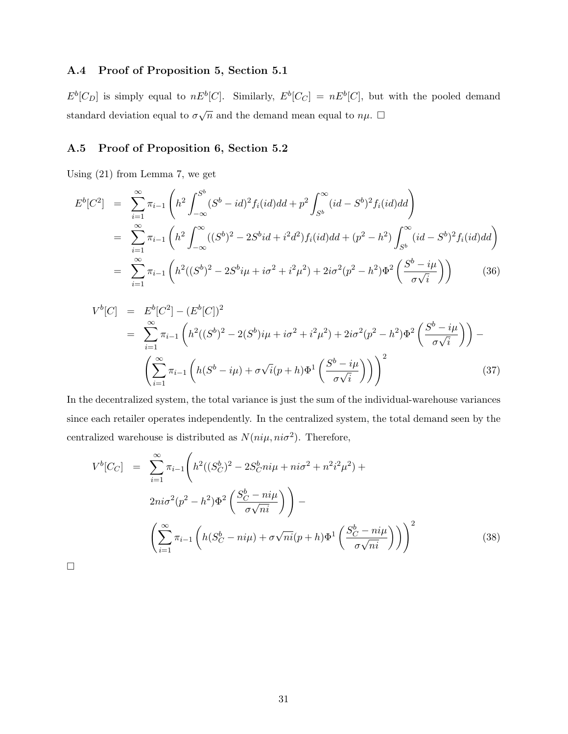### A.4 Proof of Proposition 5, Section 5.1

$E^b[C_D]$ is simply equal to $nE^b[C]$. Similarly, $E^b[C_C] = nE^b[C]$, but with the pooled demand standard deviation equal to $\sigma\sqrt{n}$ and the demand mean equal to $n\mu$. $\square$

### A.5 Proof of Proposition 6, Section 5.2

Using (21) from Lemma 7, we get

$$
\begin{aligned}
E^b[C^2] &= \sum_{i=1}^{\infty} \pi_{i-1} \left( h^2 \int_{-\infty}^{S^b} (S^b - id)^2 f_i(id) dd + p^2 \int_{S^b}^{\infty} (id - S^b)^2 f_i(id) dd \right) \\
&= \sum_{i=1}^{\infty} \pi_{i-1} \left( h^2 \int_{-\infty}^{\infty} ((S^b)^2 - 2S^b id + i^2 d^2) f_i(id) dd + (p^2 - h^2) \int_{S^b}^{\infty} (id - S^b)^2 f_i(id) dd \right) \\
&= \sum_{i=1}^{\infty} \pi_{i-1} \left( h^2 ((S^b)^2 - 2S^b i\mu + i\sigma^2 + i^2\mu^2) + 2i\sigma^2 (p^2 - h^2) \Phi^2 \left( \frac{S^b - i\mu}{\sigma\sqrt{i}} \right) \right) \qquad (36)
\end{aligned}
$$

$$
\begin{aligned}
V^b[C] &= E^b[C^2] - (E^b[C])^2 \\
&= \sum_{i=1}^{\infty} \pi_{i-1} \left( h^2 ((S^b)^2 - 2(S^b) i\mu + i\sigma^2 + i^2\mu^2) + 2i\sigma^2 (p^2 - h^2) \Phi^2 \left( \frac{S^b - i\mu}{\sigma\sqrt{i}} \right) \right) - \\
&\quad \left( \sum_{i=1}^{\infty} \pi_{i-1} \left( h(S^b - i\mu) + \sigma\sqrt{i}(p + h) \Phi^1 \left( \frac{S^b - i\mu}{\sigma\sqrt{i}} \right) \right) \right)^2 \qquad (37)
\end{aligned}
$$

In the decentralized system, the total variance is just the sum of the individual-warehouse variances since each retailer operates independently. In the centralized system, the total demand seen by the centralized warehouse is distributed as $N(ni\mu, ni\sigma^2)$. Therefore,

$$
\begin{aligned}
V^b[C_C] &= \sum_{i=1}^{\infty} \pi_{i-1} \Bigg( h^2 ((S_C^b)^2 - 2S_C^b ni\mu + ni\sigma^2 + n^2 i^2 \mu^2) + \\
&\quad 2ni\sigma^2 (p^2 - h^2) \Phi^2 \left( \frac{S_C^b - ni\mu}{\sigma\sqrt{ni}} \right) \Bigg) - \\
&\quad \left( \sum_{i=1}^{\infty} \pi_{i-1} \left( h(S_C^b - ni\mu) + \sigma\sqrt{ni}(p + h) \Phi^1 \left( \frac{S_C^b - ni\mu}{\sigma\sqrt{ni}} \right) \right) \right)^2 \qquad (38)
\end{aligned}
$$

$\square$